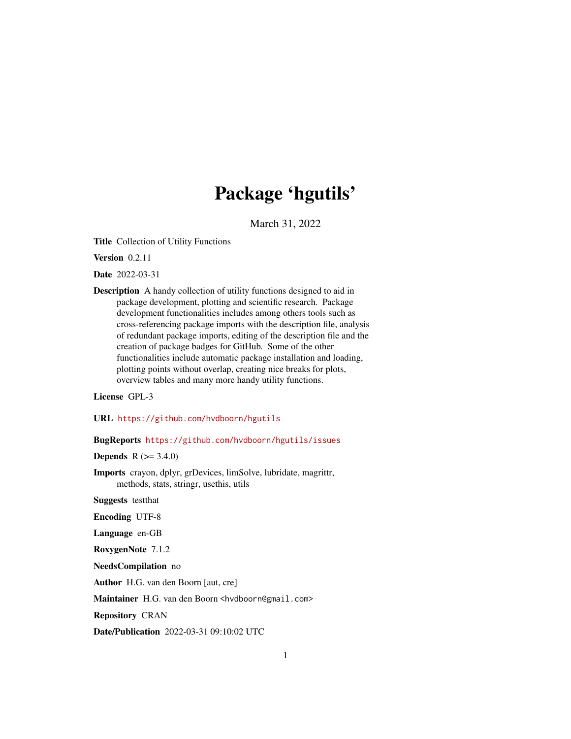# Package 'hgutils'

March 31, 2022

**Title** Collection of Utility Functions

**Version** 0.2.11

**Date** 2022-03-31

**Description** A handy collection of utility functions designed to aid in package development, plotting and scientific research. Package development functionalities includes among others tools such as cross-referencing package imports with the description file, analysis of redundant package imports, editing of the description file and the creation of package badges for GitHub. Some of the other functionalities include automatic package installation and loading, plotting points without overlap, creating nice breaks for plots, overview tables and many more handy utility functions.

**License** GPL-3

**URL** https://github.com/hvdboorn/hgutils

**BugReports** https://github.com/hvdboorn/hgutils/issues

**Depends** R (>= 3.4.0)

**Imports** crayon, dplyr, grDevices, limSolve, lubridate, magrittr, methods, stats, stringr, usethis, utils

**Suggests** testthat

**Encoding** UTF-8

**Language** en-GB

**RoxygenNote** 7.1.2

**NeedsCompilation** no

**Author** H.G. van den Boorn [aut, cre]

**Maintainer** H.G. van den Boorn <hvdboorn@gmail.com>

**Repository** CRAN

**Date/Publication** 2022-03-31 09:10:02 UTC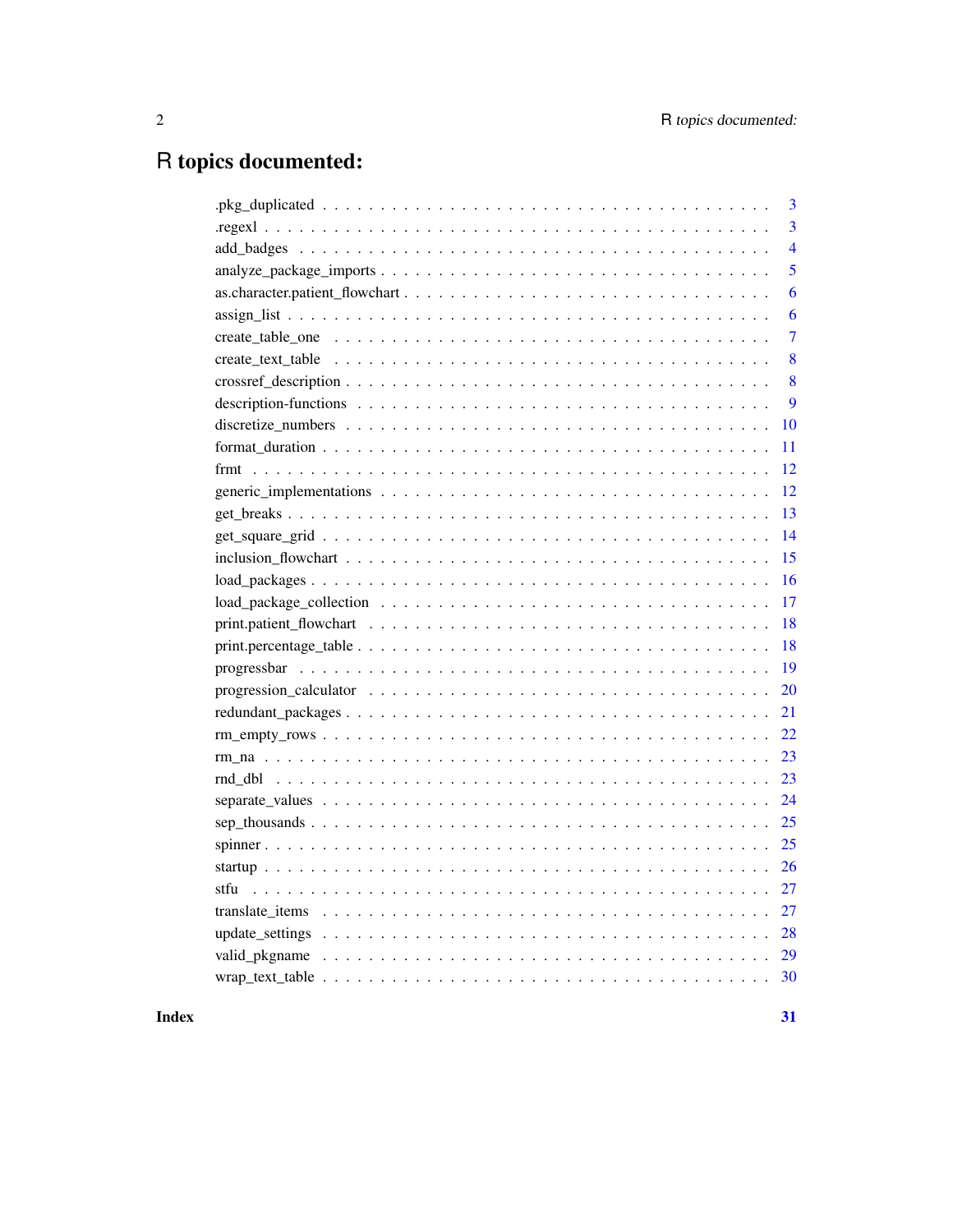# R topics documented:

| | |
|---|---|
| .pkg_duplicated | 3 |
| .regexl | 3 |
| add_badges | 4 |
| analyze_package_imports | 5 |
| as.character.patient_flowchart | 6 |
| assign_list | 6 |
| create_table_one | 7 |
| create_text_table | 8 |
| crossref_description | 8 |
| description-functions | 9 |
| discretize_numbers | 10 |
| format_duration | 11 |
| frmt | 12 |
| generic_implementations | 12 |
| get_breaks | 13 |
| get_square_grid | 14 |
| inclusion_flowchart | 15 |
| load_packages | 16 |
| load_package_collection | 17 |
| print.patient_flowchart | 18 |
| print.percentage_table | 18 |
| progressbar | 19 |
| progression_calculator | 20 |
| redundant_packages | 21 |
| rm_empty_rows | 22 |
| rm_na | 23 |
| rnd_dbl | 23 |
| separate_values | 24 |
| sep_thousands | 25 |
| spinner | 25 |
| startup | 26 |
| stfu | 27 |
| translate_items | 27 |
| update_settings | 28 |
| valid_pkgname | 29 |
| wrap_text_table | 30 |
| **Index** | **31** |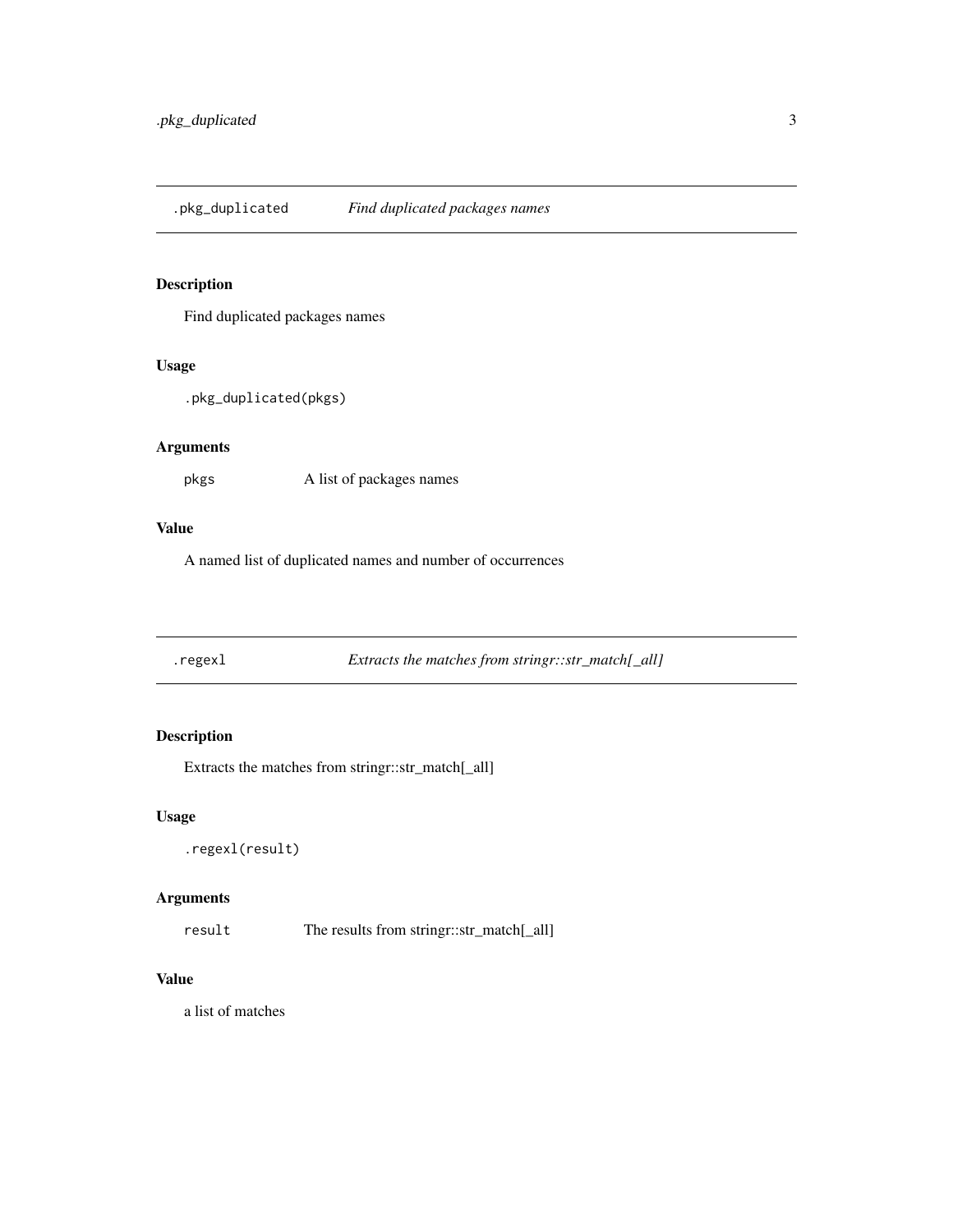## .pkg_duplicated — *Find duplicated packages names*

### Description

Find duplicated packages names

### Usage

```
.pkg_duplicated(pkgs)
```

### Arguments

| | |
|---|---|
| `pkgs` | A list of packages names |

### Value

A named list of duplicated names and number of occurrences

## .regexl — *Extracts the matches from stringr::str_match[_all]*

### Description

Extracts the matches from stringr::str_match[_all]

### Usage

```
.regexl(result)
```

### Arguments

| | |
|---|---|
| `result` | The results from stringr::str_match[_all] |

### Value

a list of matches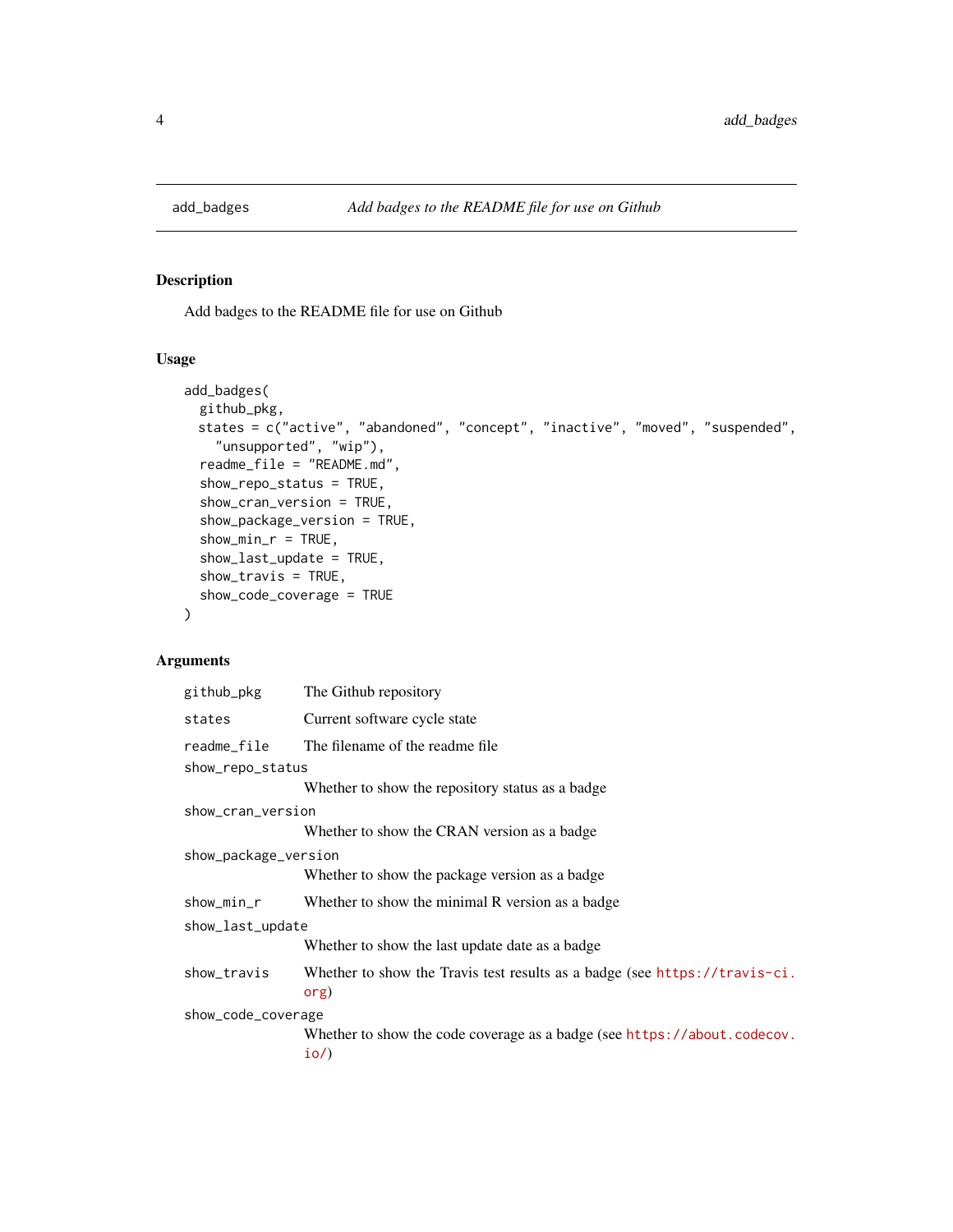## add_badges — *Add badges to the README file for use on Github*

### Description

Add badges to the README file for use on Github

### Usage

```
add_badges(
  github_pkg,
  states = c("active", "abandoned", "concept", "inactive", "moved", "suspended",
    "unsupported", "wip"),
  readme_file = "README.md",
  show_repo_status = TRUE,
  show_cran_version = TRUE,
  show_package_version = TRUE,
  show_min_r = TRUE,
  show_last_update = TRUE,
  show_travis = TRUE,
  show_code_coverage = TRUE
)
```

### Arguments

| Argument | Description |
| --- | --- |
| `github_pkg` | The Github repository |
| `states` | Current software cycle state |
| `readme_file` | The filename of the readme file |
| `show_repo_status` | Whether to show the repository status as a badge |
| `show_cran_version` | Whether to show the CRAN version as a badge |
| `show_package_version` | Whether to show the package version as a badge |
| `show_min_r` | Whether to show the minimal R version as a badge |
| `show_last_update` | Whether to show the last update date as a badge |
| `show_travis` | Whether to show the Travis test results as a badge (see https://travis-ci.org) |
| `show_code_coverage` | Whether to show the code coverage as a badge (see https://about.codecov.io/) |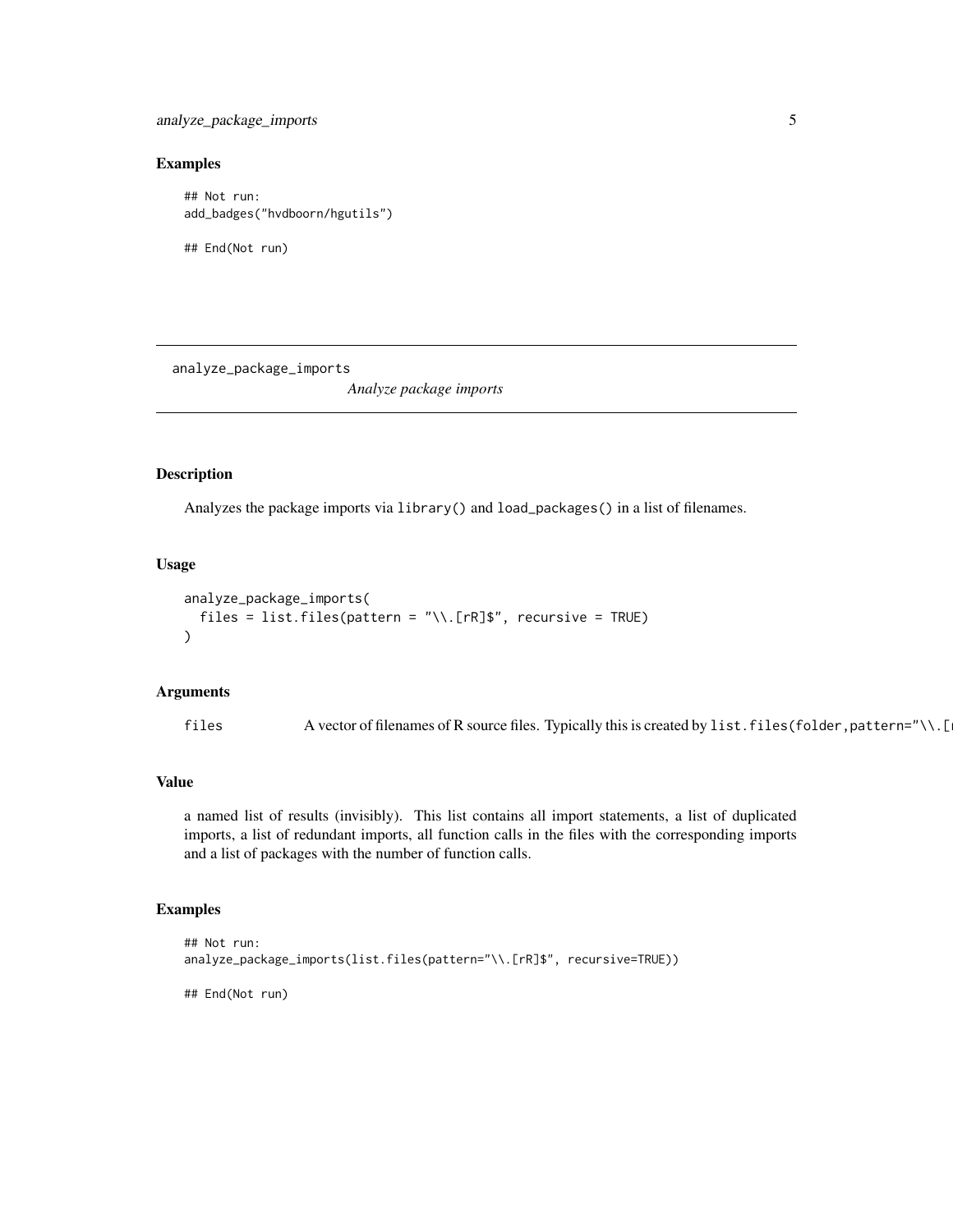## Examples

```
## Not run:
add_badges("hvdboorn/hgutils")

## End(Not run)
```

---

`analyze_package_imports` *Analyze package imports*

---

## Description

Analyzes the package imports via `library()` and `load_packages()` in a list of filenames.

## Usage

```
analyze_package_imports(
  files = list.files(pattern = "\\.[rR]$", recursive = TRUE)
)
```

## Arguments

| | |
|---|---|
| `files` | A vector of filenames of R source files. Typically this is created by `list.files(folder,pattern="\\.[` |

## Value

a named list of results (invisibly). This list contains all import statements, a list of duplicated imports, a list of redundant imports, all function calls in the files with the corresponding imports and a list of packages with the number of function calls.

## Examples

```
## Not run:
analyze_package_imports(list.files(pattern="\\.[rR]$", recursive=TRUE))

## End(Not run)
```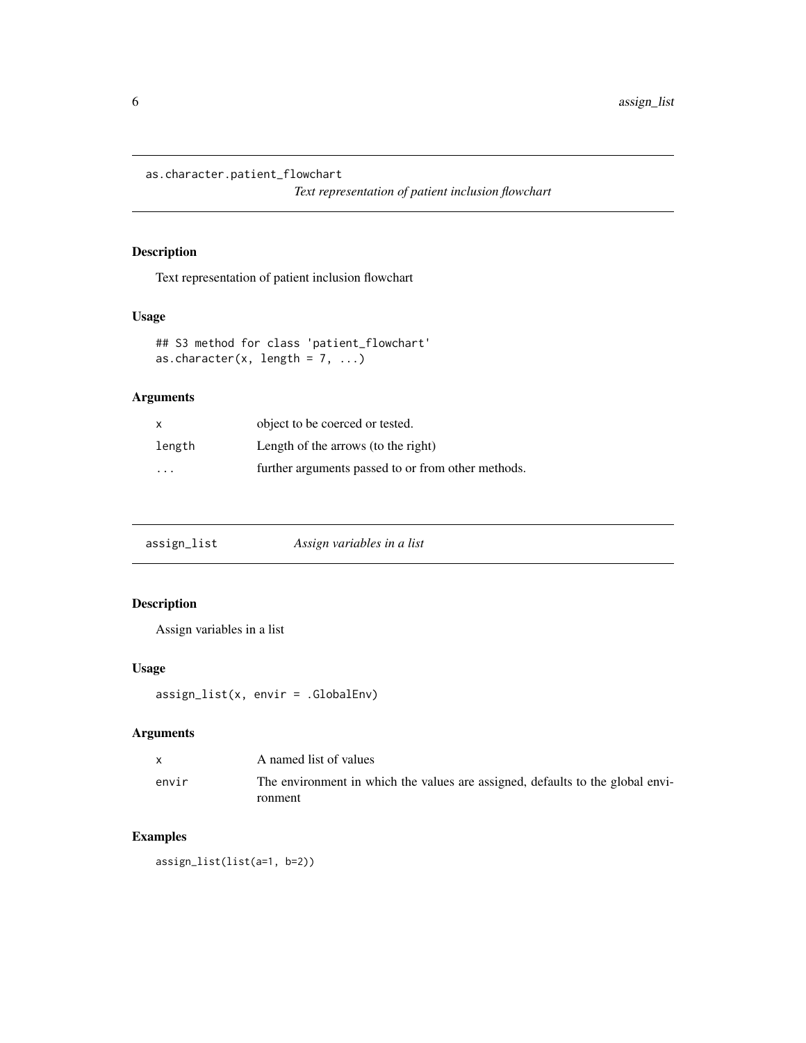## as.character.patient_flowchart

*Text representation of patient inclusion flowchart*

### Description

Text representation of patient inclusion flowchart

### Usage

```
## S3 method for class 'patient_flowchart'
as.character(x, length = 7, ...)
```

### Arguments

| | |
|---|---|
| `x` | object to be coerced or tested. |
| `length` | Length of the arrows (to the right) |
| `...` | further arguments passed to or from other methods. |

## assign_list

*Assign variables in a list*

### Description

Assign variables in a list

### Usage

```
assign_list(x, envir = .GlobalEnv)
```

### Arguments

| | |
|---|---|
| `x` | A named list of values |
| `envir` | The environment in which the values are assigned, defaults to the global environment |

### Examples

```
assign_list(list(a=1, b=2))
```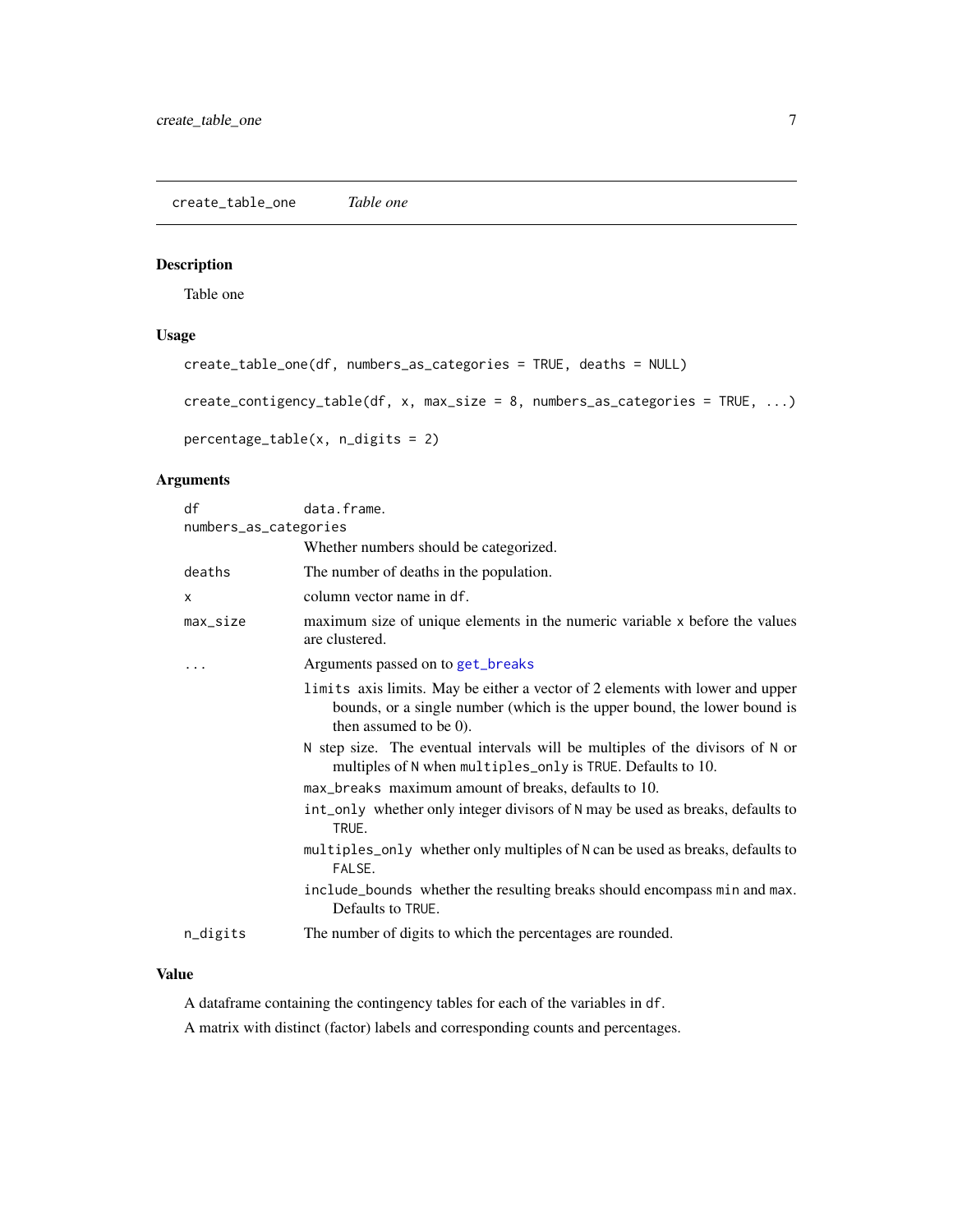## create_table_one — *Table one*

### Description

Table one

### Usage

```
create_table_one(df, numbers_as_categories = TRUE, deaths = NULL)

create_contigency_table(df, x, max_size = 8, numbers_as_categories = TRUE, ...)

percentage_table(x, n_digits = 2)
```

### Arguments

| Argument | Description |
|---|---|
| `df` | data.frame. |
| `numbers_as_categories` | Whether numbers should be categorized. |
| `deaths` | The number of deaths in the population. |
| `x` | column vector name in `df`. |
| `max_size` | maximum size of unique elements in the numeric variable `x` before the values are clustered. |
| `...` | Arguments passed on to `get_breaks` |
| | `limits` axis limits. May be either a vector of 2 elements with lower and upper bounds, or a single number (which is the upper bound, the lower bound is then assumed to be 0). |
| | `N` step size. The eventual intervals will be multiples of the divisors of `N` or multiples of `N` when `multiples_only` is `TRUE`. Defaults to 10. |
| | `max_breaks` maximum amount of breaks, defaults to 10. |
| | `int_only` whether only integer divisors of `N` may be used as breaks, defaults to `TRUE`. |
| | `multiples_only` whether only multiples of `N` can be used as breaks, defaults to `FALSE`. |
| | `include_bounds` whether the resulting breaks should encompass `min` and `max`. Defaults to `TRUE`. |
| `n_digits` | The number of digits to which the percentages are rounded. |

### Value

A dataframe containing the contingency tables for each of the variables in `df`.

A matrix with distinct (factor) labels and corresponding counts and percentages.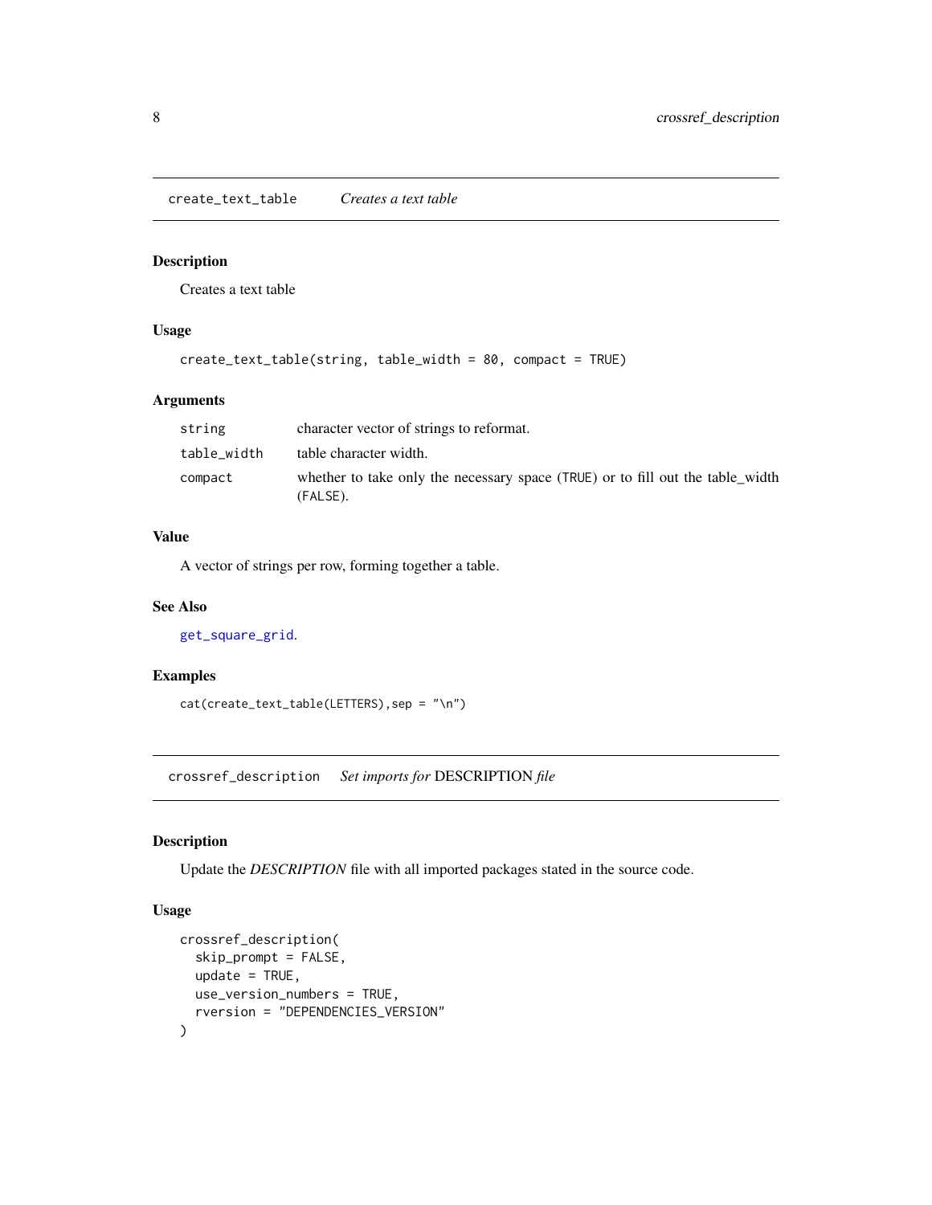## create_text_table *Creates a text table*

### Description

Creates a text table

### Usage

```
create_text_table(string, table_width = 80, compact = TRUE)
```

### Arguments

| | |
|---|---|
| `string` | character vector of strings to reformat. |
| `table_width` | table character width. |
| `compact` | whether to take only the necessary space (`TRUE`) or to fill out the table_width (`FALSE`). |

### Value

A vector of strings per row, forming together a table.

### See Also

`get_square_grid`.

### Examples

```
cat(create_text_table(LETTERS),sep = "\n")
```

## crossref_description *Set imports for* DESCRIPTION *file*

### Description

Update the *DESCRIPTION* file with all imported packages stated in the source code.

### Usage

```
crossref_description(
  skip_prompt = FALSE,
  update = TRUE,
  use_version_numbers = TRUE,
  rversion = "DEPENDENCIES_VERSION"
)
```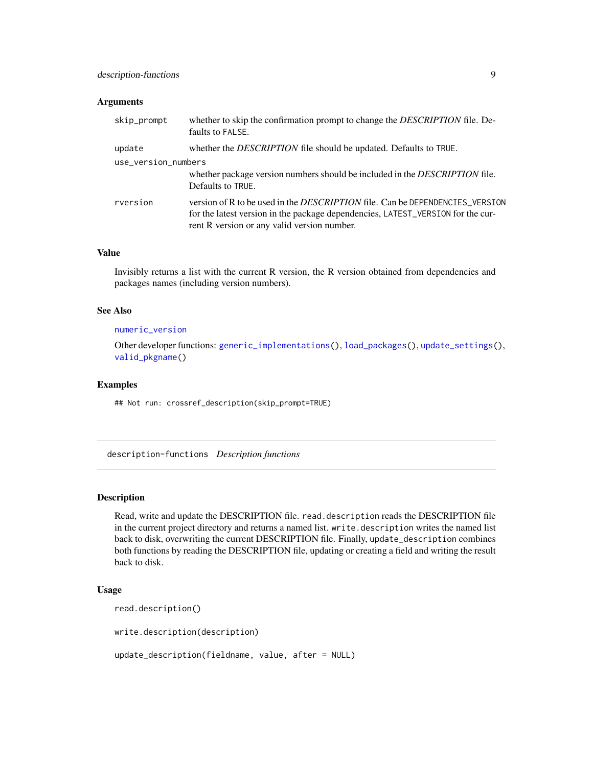### Arguments

| | |
|---|---|
| `skip_prompt` | whether to skip the confirmation prompt to change the *DESCRIPTION* file. Defaults to `FALSE`. |
| `update` | whether the *DESCRIPTION* file should be updated. Defaults to `TRUE`. |
| `use_version_numbers` | whether package version numbers should be included in the *DESCRIPTION* file. Defaults to `TRUE`. |
| `rversion` | version of R to be used in the *DESCRIPTION* file. Can be `DEPENDENCIES_VERSION` for the latest version in the package dependencies, `LATEST_VERSION` for the current R version or any valid version number. |

### Value

Invisibly returns a list with the current R version, the R version obtained from dependencies and packages names (including version numbers).

### See Also

`numeric_version`

Other developer functions: `generic_implementations()`, `load_packages()`, `update_settings()`, `valid_pkgname()`

### Examples

```
## Not run: crossref_description(skip_prompt=TRUE)
```

---

## description-functions    *Description functions*

---

### Description

Read, write and update the DESCRIPTION file. `read.description` reads the DESCRIPTION file in the current project directory and returns a named list. `write.description` writes the named list back to disk, overwriting the current DESCRIPTION file. Finally, `update_description` combines both functions by reading the DESCRIPTION file, updating or creating a field and writing the result back to disk.

### Usage

```
read.description()

write.description(description)

update_description(fieldname, value, after = NULL)
```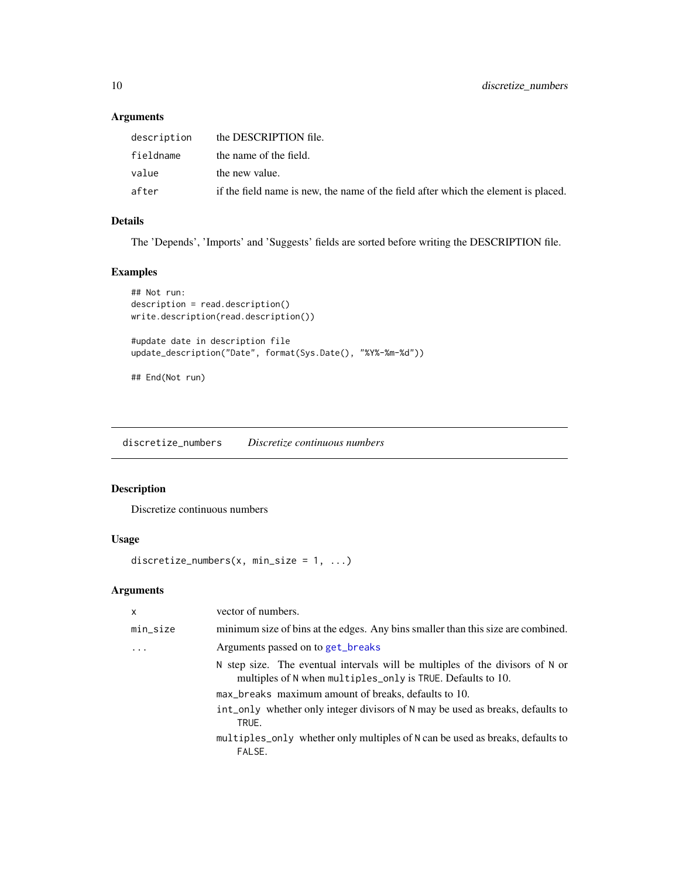### Arguments

| | |
|---|---|
| description | the DESCRIPTION file. |
| fieldname | the name of the field. |
| value | the new value. |
| after | if the field name is new, the name of the field after which the element is placed. |

### Details

The 'Depends', 'Imports' and 'Suggests' fields are sorted before writing the DESCRIPTION file.

### Examples

```
## Not run:
description = read.description()
write.description(read.description())

#update date in description file
update_description("Date", format(Sys.Date(), "%Y%-%m-%d"))

## End(Not run)
```

---

## discretize_numbers &emsp; *Discretize continuous numbers*

### Description

Discretize continuous numbers

### Usage

```
discretize_numbers(x, min_size = 1, ...)
```

### Arguments

| | |
|---|---|
| x | vector of numbers. |
| min_size | minimum size of bins at the edges. Any bins smaller than this size are combined. |
| ... | Arguments passed on to get_breaks<br>N step size. The eventual intervals will be multiples of the divisors of N or multiples of N when multiples_only is TRUE. Defaults to 10.<br>max_breaks maximum amount of breaks, defaults to 10.<br>int_only whether only integer divisors of N may be used as breaks, defaults to TRUE.<br>multiples_only whether only multiples of N can be used as breaks, defaults to FALSE. |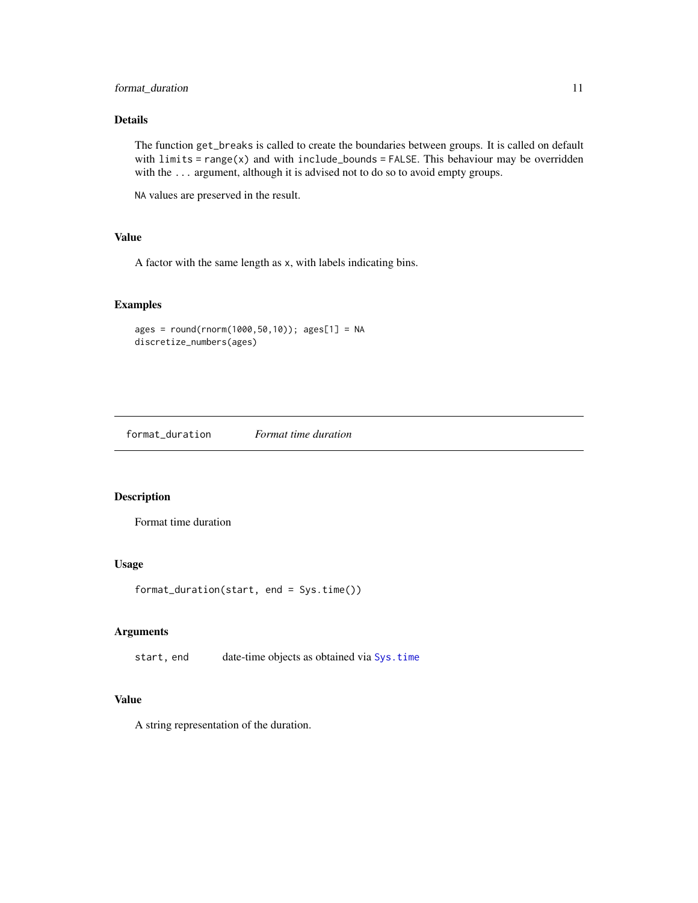### Details

The function `get_breaks` is called to create the boundaries between groups. It is called on default with `limits = range(x)` and with `include_bounds = FALSE`. This behaviour may be overridden with the `...` argument, although it is advised not to do so to avoid empty groups.

`NA` values are preserved in the result.

### Value

A factor with the same length as `x`, with labels indicating bins.

### Examples

```
ages = round(rnorm(1000,50,10)); ages[1] = NA
discretize_numbers(ages)
```

---

## `format_duration` *Format time duration*

### Description

Format time duration

### Usage

```
format_duration(start, end = Sys.time())
```

### Arguments

| | |
|---|---|
| `start, end` | date-time objects as obtained via `Sys.time` |

### Value

A string representation of the duration.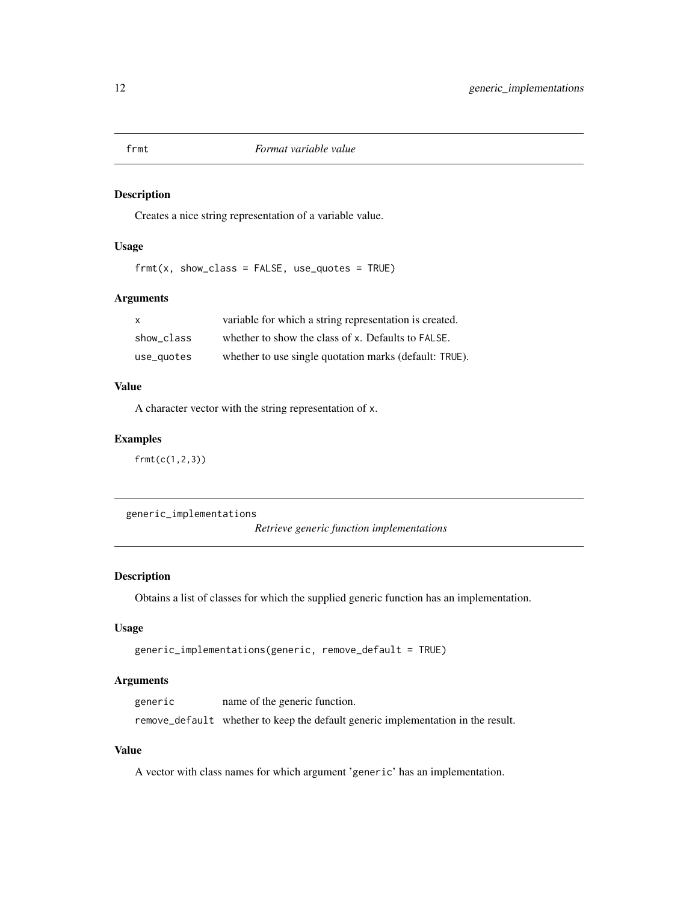## frmt — *Format variable value*

### Description

Creates a nice string representation of a variable value.

### Usage

```
frmt(x, show_class = FALSE, use_quotes = TRUE)
```

### Arguments

| | |
|---|---|
| `x` | variable for which a string representation is created. |
| `show_class` | whether to show the class of `x`. Defaults to `FALSE`. |
| `use_quotes` | whether to use single quotation marks (default: `TRUE`). |

### Value

A character vector with the string representation of `x`.

### Examples

```
frmt(c(1,2,3))
```

## generic_implementations — *Retrieve generic function implementations*

### Description

Obtains a list of classes for which the supplied generic function has an implementation.

### Usage

```
generic_implementations(generic, remove_default = TRUE)
```

### Arguments

| | |
|---|---|
| `generic` | name of the generic function. |
| `remove_default` | whether to keep the default generic implementation in the result. |

### Value

A vector with class names for which argument '`generic`' has an implementation.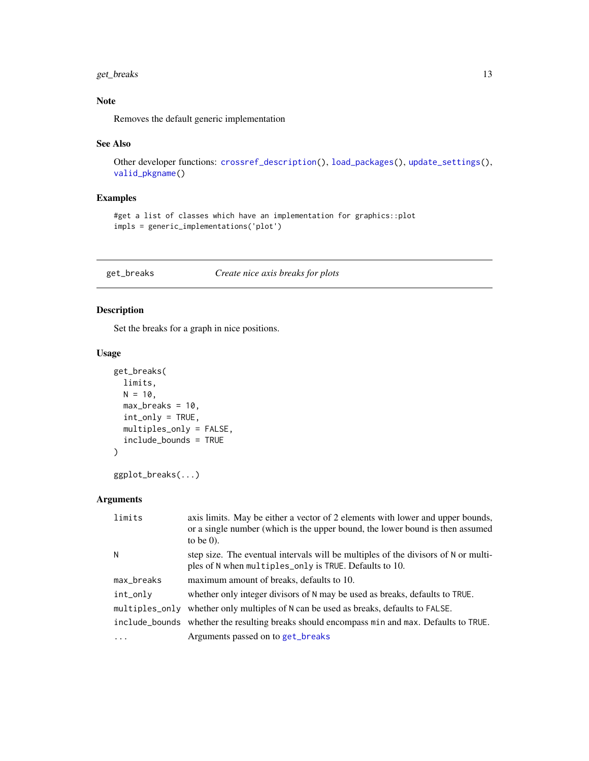### Note

Removes the default generic implementation

### See Also

Other developer functions: `crossref_description()`, `load_packages()`, `update_settings()`, `valid_pkgname()`

### Examples

```
#get a list of classes which have an implementation for graphics::plot
impls = generic_implementations('plot')
```

---

## get_breaks — *Create nice axis breaks for plots*

---

### Description

Set the breaks for a graph in nice positions.

### Usage

```
get_breaks(
  limits,
  N = 10,
  max_breaks = 10,
  int_only = TRUE,
  multiples_only = FALSE,
  include_bounds = TRUE
)

ggplot_breaks(...)
```

### Arguments

| | |
|---|---|
| `limits` | axis limits. May be either a vector of 2 elements with lower and upper bounds, or a single number (which is the upper bound, the lower bound is then assumed to be 0). |
| `N` | step size. The eventual intervals will be multiples of the divisors of `N` or multiples of `N` when `multiples_only` is `TRUE`. Defaults to 10. |
| `max_breaks` | maximum amount of breaks, defaults to 10. |
| `int_only` | whether only integer divisors of `N` may be used as breaks, defaults to `TRUE`. |
| `multiples_only` | whether only multiples of `N` can be used as breaks, defaults to `FALSE`. |
| `include_bounds` | whether the resulting breaks should encompass `min` and `max`. Defaults to `TRUE`. |
| `...` | Arguments passed on to `get_breaks` |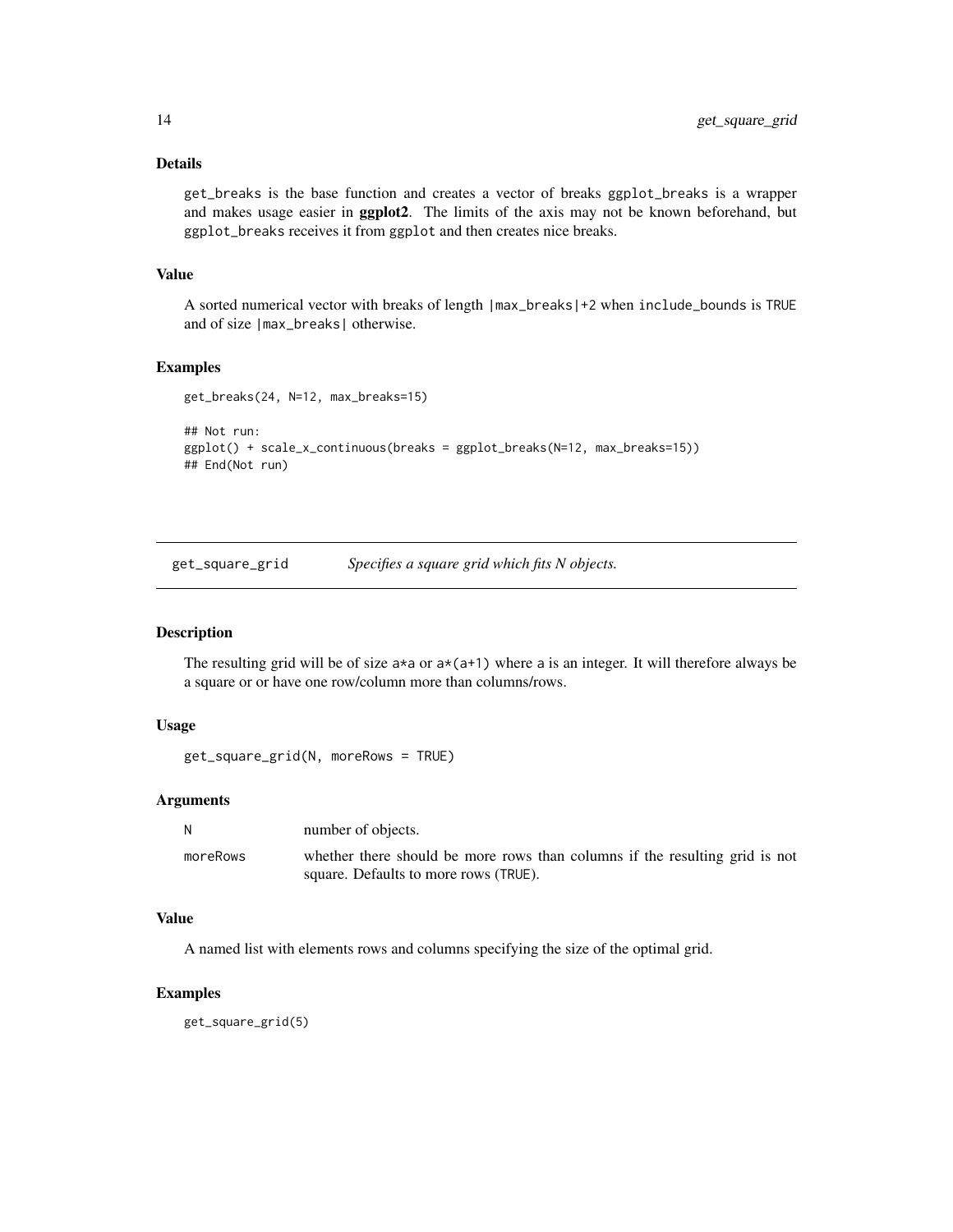### Details

get_breaks is the base function and creates a vector of breaks ggplot_breaks is a wrapper and makes usage easier in **ggplot2**. The limits of the axis may not be known beforehand, but ggplot_breaks receives it from ggplot and then creates nice breaks.

### Value

A sorted numerical vector with breaks of length |max_breaks|+2 when include_bounds is TRUE and of size |max_breaks| otherwise.

### Examples

```
get_breaks(24, N=12, max_breaks=15)

## Not run:
ggplot() + scale_x_continuous(breaks = ggplot_breaks(N=12, max_breaks=15))
## End(Not run)
```

---

## get_square_grid — *Specifies a square grid which fits N objects.*

### Description

The resulting grid will be of size a*a or a*(a+1) where a is an integer. It will therefore always be a square or or have one row/column more than columns/rows.

### Usage

```
get_square_grid(N, moreRows = TRUE)
```

### Arguments

| | |
|---|---|
| N | number of objects. |
| moreRows | whether there should be more rows than columns if the resulting grid is not square. Defaults to more rows (TRUE). |

### Value

A named list with elements rows and columns specifying the size of the optimal grid.

### Examples

```
get_square_grid(5)
```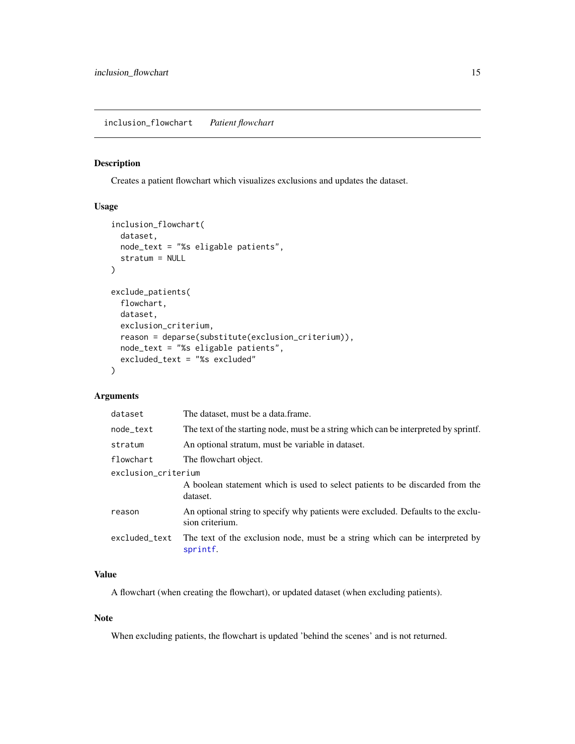## inclusion_flowchart *Patient flowchart*

### Description

Creates a patient flowchart which visualizes exclusions and updates the dataset.

### Usage

```
inclusion_flowchart(
  dataset,
  node_text = "%s eligable patients",
  stratum = NULL
)

exclude_patients(
  flowchart,
  dataset,
  exclusion_criterium,
  reason = deparse(substitute(exclusion_criterium)),
  node_text = "%s eligable patients",
  excluded_text = "%s excluded"
)
```

### Arguments

| | |
|---|---|
| dataset | The dataset, must be a data.frame. |
| node_text | The text of the starting node, must be a string which can be interpreted by sprintf. |
| stratum | An optional stratum, must be variable in dataset. |
| flowchart | The flowchart object. |
| exclusion_criterium | A boolean statement which is used to select patients to be discarded from the dataset. |
| reason | An optional string to specify why patients were excluded. Defaults to the exclusion criterium. |
| excluded_text | The text of the exclusion node, must be a string which can be interpreted by sprintf. |

### Value

A flowchart (when creating the flowchart), or updated dataset (when excluding patients).

### Note

When excluding patients, the flowchart is updated 'behind the scenes' and is not returned.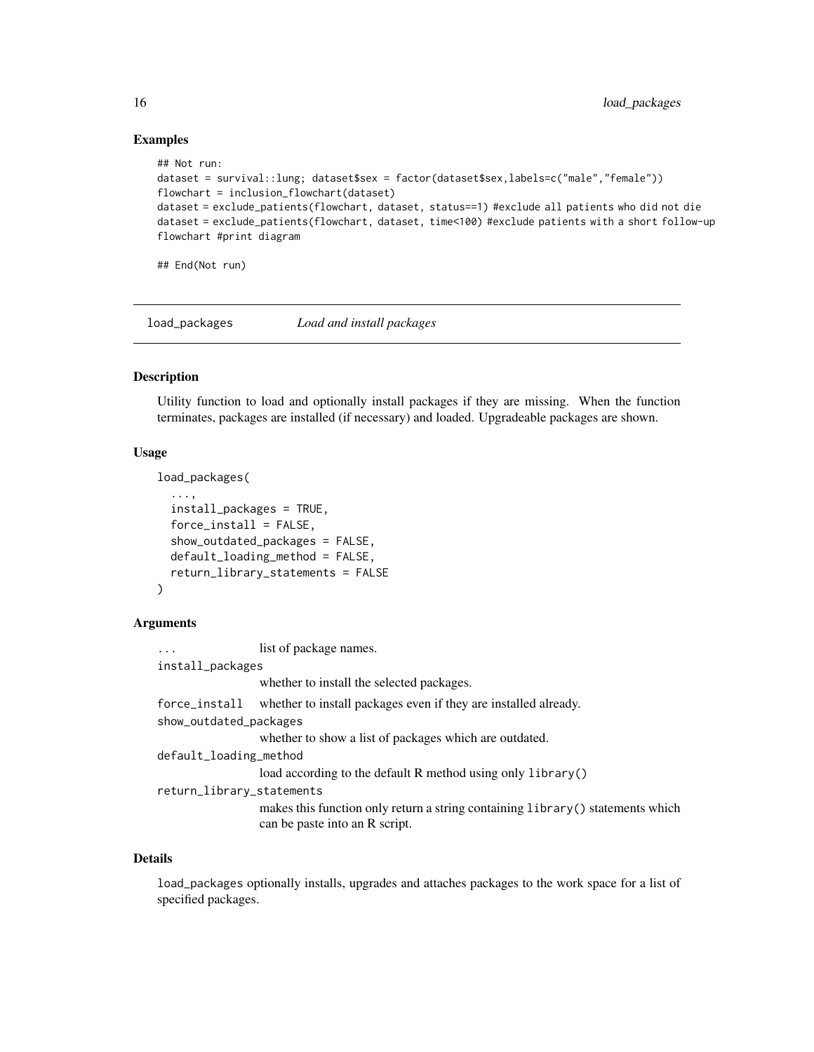### Examples

```
## Not run:
dataset = survival::lung; dataset$sex = factor(dataset$sex,labels=c("male","female"))
flowchart = inclusion_flowchart(dataset)
dataset = exclude_patients(flowchart, dataset, status==1) #exclude all patients who did not die
dataset = exclude_patients(flowchart, dataset, time<100) #exclude patients with a short follow-up
flowchart #print diagram

## End(Not run)
```

---

## load_packages *Load and install packages*

---

### Description

Utility function to load and optionally install packages if they are missing. When the function terminates, packages are installed (if necessary) and loaded. Upgradeable packages are shown.

### Usage

```
load_packages(
  ...,
  install_packages = TRUE,
  force_install = FALSE,
  show_outdated_packages = FALSE,
  default_loading_method = FALSE,
  return_library_statements = FALSE
)
```

### Arguments

`...` list of package names.

`install_packages` whether to install the selected packages.

`force_install` whether to install packages even if they are installed already.

`show_outdated_packages` whether to show a list of packages which are outdated.

`default_loading_method` load according to the default R method using only `library()`

`return_library_statements` makes this function only return a string containing `library()` statements which can be paste into an R script.

### Details

`load_packages` optionally installs, upgrades and attaches packages to the work space for a list of specified packages.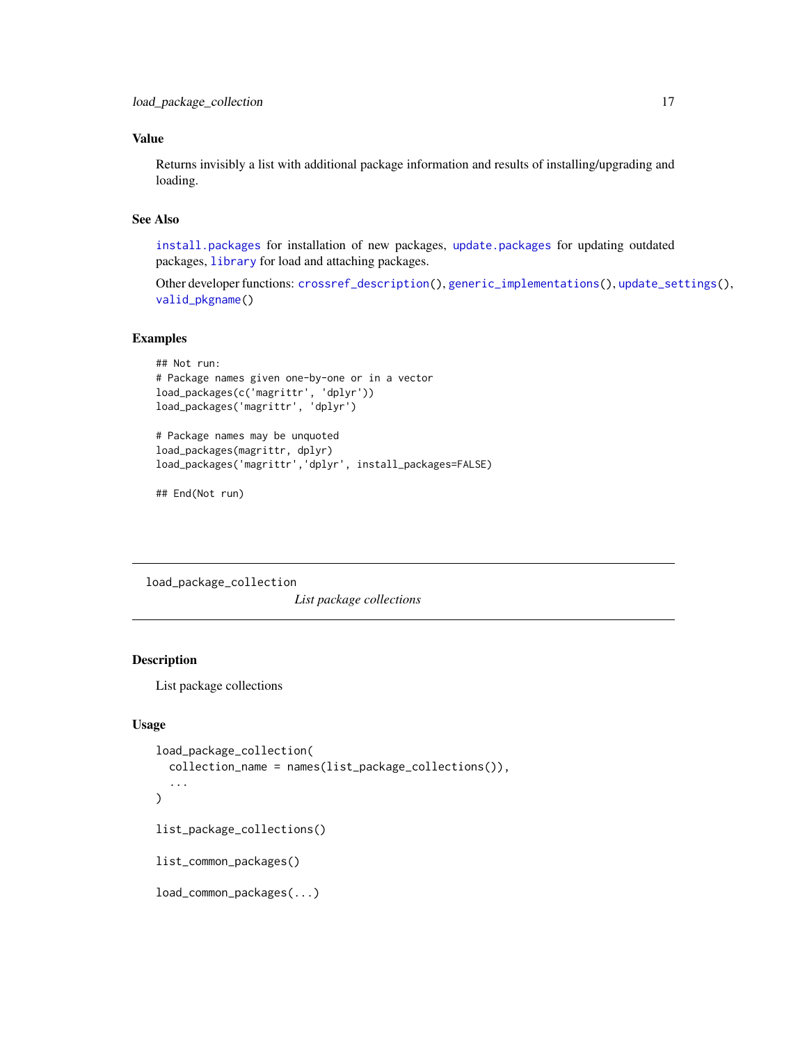## Value

Returns invisibly a list with additional package information and results of installing/upgrading and loading.

## See Also

`install.packages` for installation of new packages, `update.packages` for updating outdated packages, `library` for load and attaching packages.

Other developer functions: `crossref_description()`, `generic_implementations()`, `update_settings()`, `valid_pkgname()`

## Examples

```
## Not run:
# Package names given one-by-one or in a vector
load_packages(c('magrittr', 'dplyr'))
load_packages('magrittr', 'dplyr')

# Package names may be unquoted
load_packages(magrittr, dplyr)
load_packages('magrittr','dplyr', install_packages=FALSE)

## End(Not run)
```

---

`load_package_collection` *List package collections*

---

## Description

List package collections

## Usage

```
load_package_collection(
  collection_name = names(list_package_collections()),
  ...
)

list_package_collections()

list_common_packages()

load_common_packages(...)
```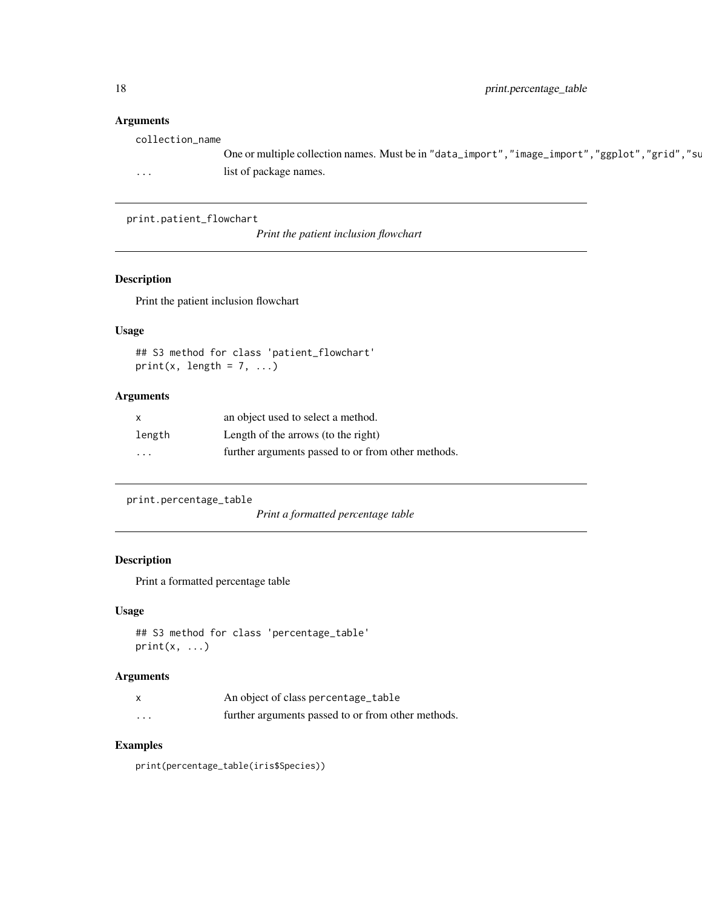### Arguments

| | |
|---|---|
| `collection_name` | One or multiple collection names. Must be in "data_import","image_import","ggplot","grid","su |
| `...` | list of package names. |

---

## print.patient_flowchart

*Print the patient inclusion flowchart*

### Description

Print the patient inclusion flowchart

### Usage

```
## S3 method for class 'patient_flowchart'
print(x, length = 7, ...)
```

### Arguments

| | |
|---|---|
| `x` | an object used to select a method. |
| `length` | Length of the arrows (to the right) |
| `...` | further arguments passed to or from other methods. |

---

## print.percentage_table

*Print a formatted percentage table*

### Description

Print a formatted percentage table

### Usage

```
## S3 method for class 'percentage_table'
print(x, ...)
```

### Arguments

| | |
|---|---|
| `x` | An object of class `percentage_table` |
| `...` | further arguments passed to or from other methods. |

### Examples

```
print(percentage_table(iris$Species))
```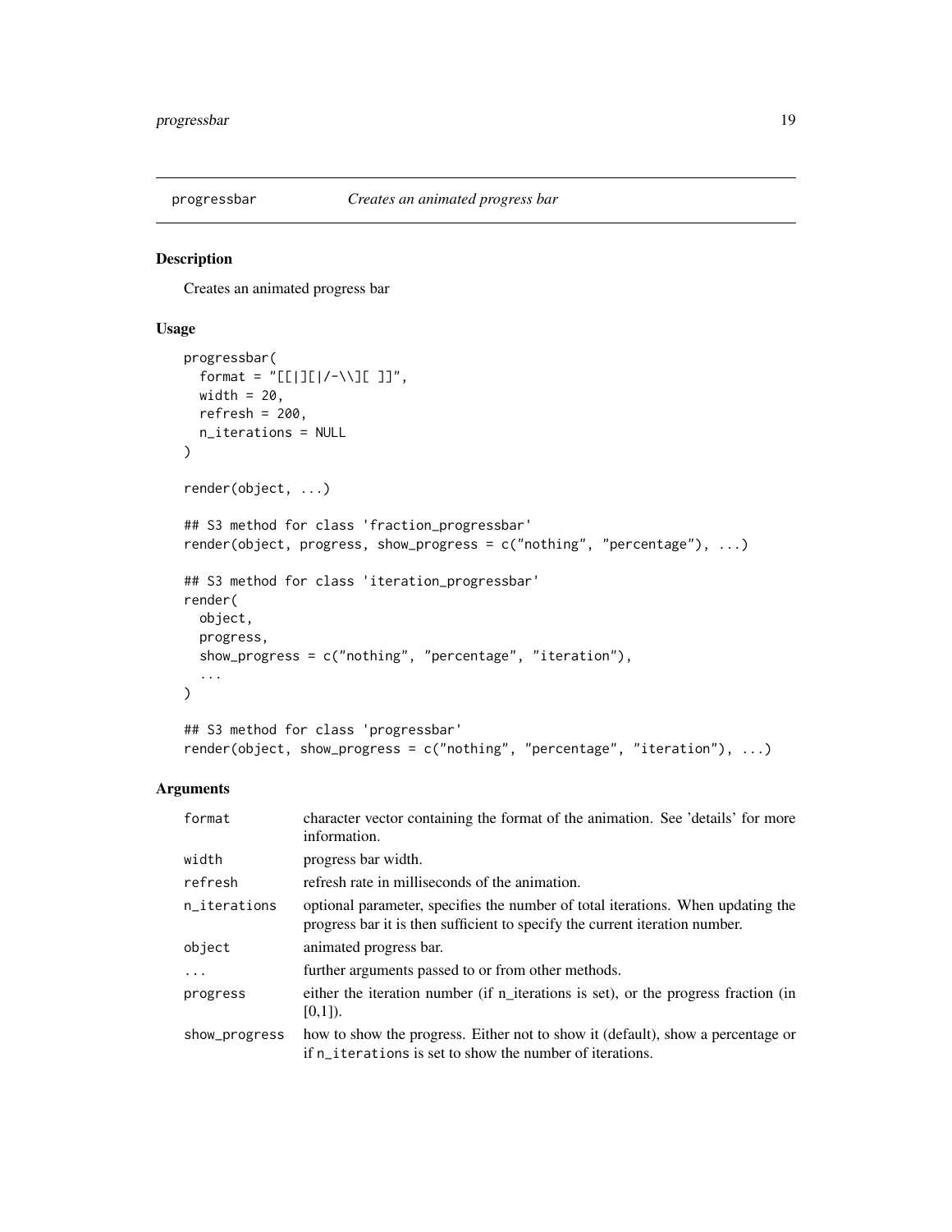# progressbar *Creates an animated progress bar*

## Description

Creates an animated progress bar

## Usage

```
progressbar(
  format = "[[|][|/-\\][ ]]",
  width = 20,
  refresh = 200,
  n_iterations = NULL
)

render(object, ...)

## S3 method for class 'fraction_progressbar'
render(object, progress, show_progress = c("nothing", "percentage"), ...)

## S3 method for class 'iteration_progressbar'
render(
  object,
  progress,
  show_progress = c("nothing", "percentage", "iteration"),
  ...
)

## S3 method for class 'progressbar'
render(object, show_progress = c("nothing", "percentage", "iteration"), ...)
```

## Arguments

| | |
|---|---|
| format | character vector containing the format of the animation. See 'details' for more information. |
| width | progress bar width. |
| refresh | refresh rate in milliseconds of the animation. |
| n_iterations | optional parameter, specifies the number of total iterations. When updating the progress bar it is then sufficient to specify the current iteration number. |
| object | animated progress bar. |
| ... | further arguments passed to or from other methods. |
| progress | either the iteration number (if n_iterations is set), or the progress fraction (in [0,1]). |
| show_progress | how to show the progress. Either not to show it (default), show a percentage or if `n_iterations` is set to show the number of iterations. |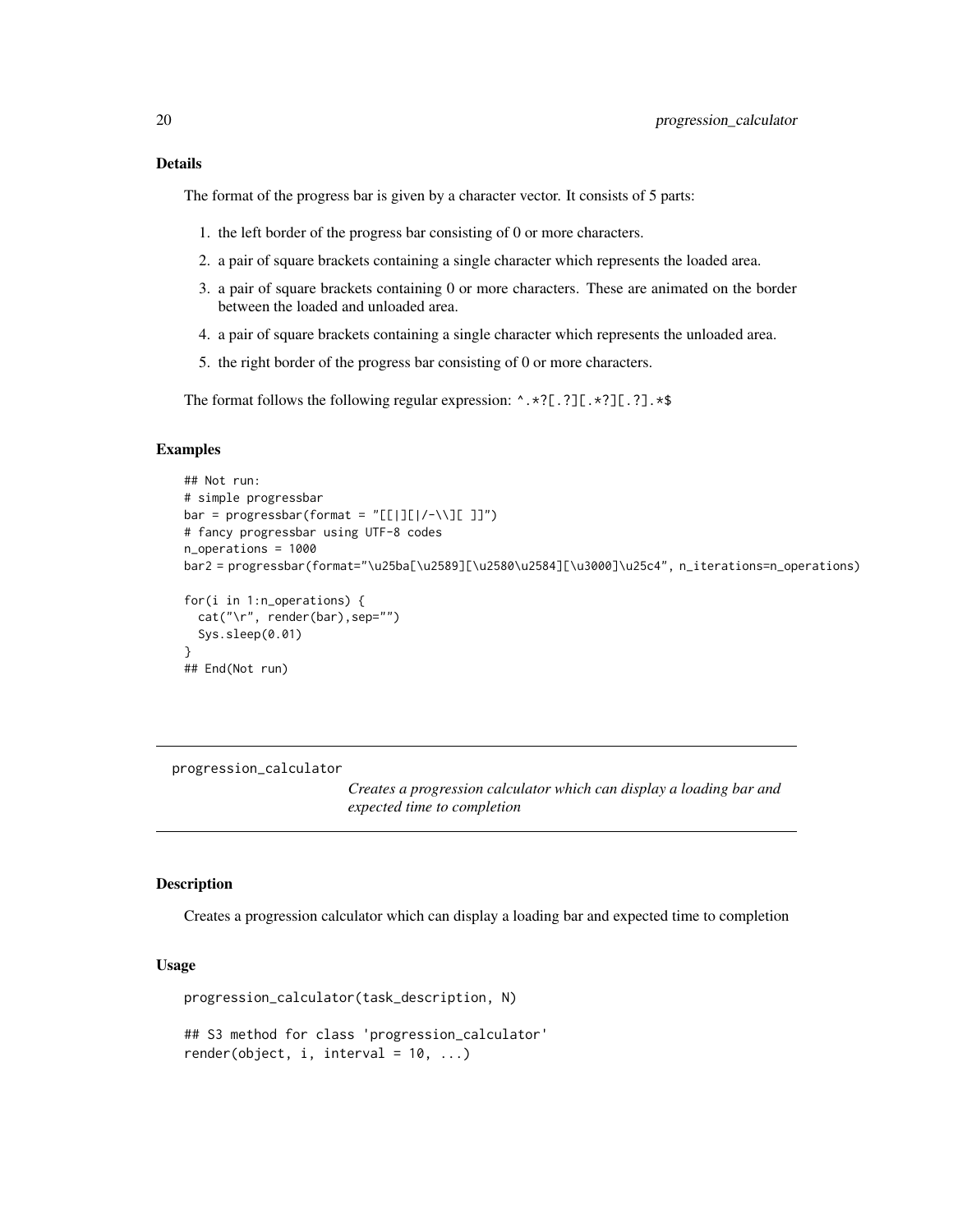### Details

The format of the progress bar is given by a character vector. It consists of 5 parts:

1. the left border of the progress bar consisting of 0 or more characters.
2. a pair of square brackets containing a single character which represents the loaded area.
3. a pair of square brackets containing 0 or more characters. These are animated on the border between the loaded and unloaded area.
4. a pair of square brackets containing a single character which represents the unloaded area.
5. the right border of the progress bar consisting of 0 or more characters.

The format follows the following regular expression: `^.*?[.?][.*?][.?].*$`

### Examples

```
## Not run:
# simple progressbar
bar = progressbar(format = "[[|][|/-\\][ ]]")
# fancy progressbar using UTF-8 codes
n_operations = 1000
bar2 = progressbar(format="\u25ba[\u2589][\u2580\u2584][\u3000]\u25c4", n_iterations=n_operations)

for(i in 1:n_operations) {
  cat("\r", render(bar),sep="")
  Sys.sleep(0.01)
}
## End(Not run)
```

---

## progression_calculator

*Creates a progression calculator which can display a loading bar and expected time to completion*

### Description

Creates a progression calculator which can display a loading bar and expected time to completion

### Usage

```
progression_calculator(task_description, N)

## S3 method for class 'progression_calculator'
render(object, i, interval = 10, ...)
```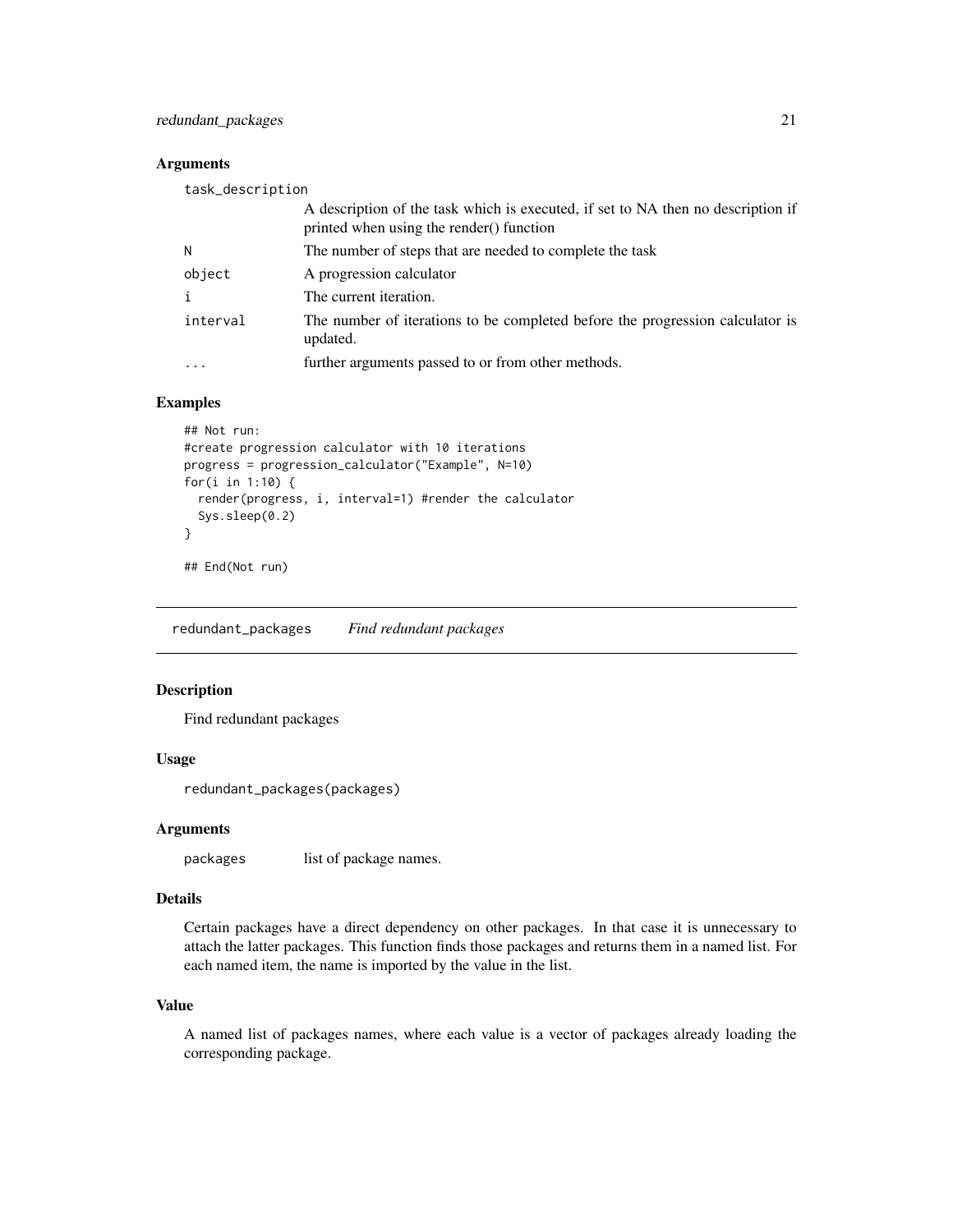### Arguments

| | |
|---|---|
| `task_description` | A description of the task which is executed, if set to NA then no description if printed when using the render() function |
| `N` | The number of steps that are needed to complete the task |
| `object` | A progression calculator |
| `i` | The current iteration. |
| `interval` | The number of iterations to be completed before the progression calculator is updated. |
| `...` | further arguments passed to or from other methods. |

### Examples

```
## Not run:
#create progression calculator with 10 iterations
progress = progression_calculator("Example", N=10)
for(i in 1:10) {
  render(progress, i, interval=1) #render the calculator
  Sys.sleep(0.2)
}

## End(Not run)
```

---

## `redundant_packages` *Find redundant packages*

### Description

Find redundant packages

### Usage

```
redundant_packages(packages)
```

### Arguments

| | |
|---|---|
| `packages` | list of package names. |

### Details

Certain packages have a direct dependency on other packages. In that case it is unnecessary to attach the latter packages. This function finds those packages and returns them in a named list. For each named item, the name is imported by the value in the list.

### Value

A named list of packages names, where each value is a vector of packages already loading the corresponding package.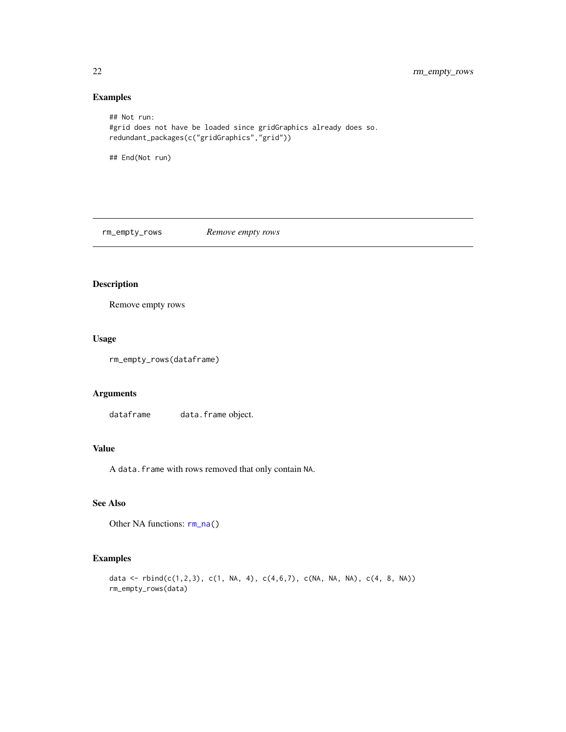## Examples

```
## Not run:
#grid does not have be loaded since gridGraphics already does so.
redundant_packages(c("gridGraphics","grid"))

## End(Not run)
```

---

# rm_empty_rows — *Remove empty rows*

---

### Description

Remove empty rows

### Usage

```
rm_empty_rows(dataframe)
```

### Arguments

| | |
|---|---|
| `dataframe` | `data.frame` object. |

### Value

A `data.frame` with rows removed that only contain `NA`.

### See Also

Other NA functions: `rm_na()`

### Examples

```
data <- rbind(c(1,2,3), c(1, NA, 4), c(4,6,7), c(NA, NA, NA), c(4, 8, NA))
rm_empty_rows(data)
```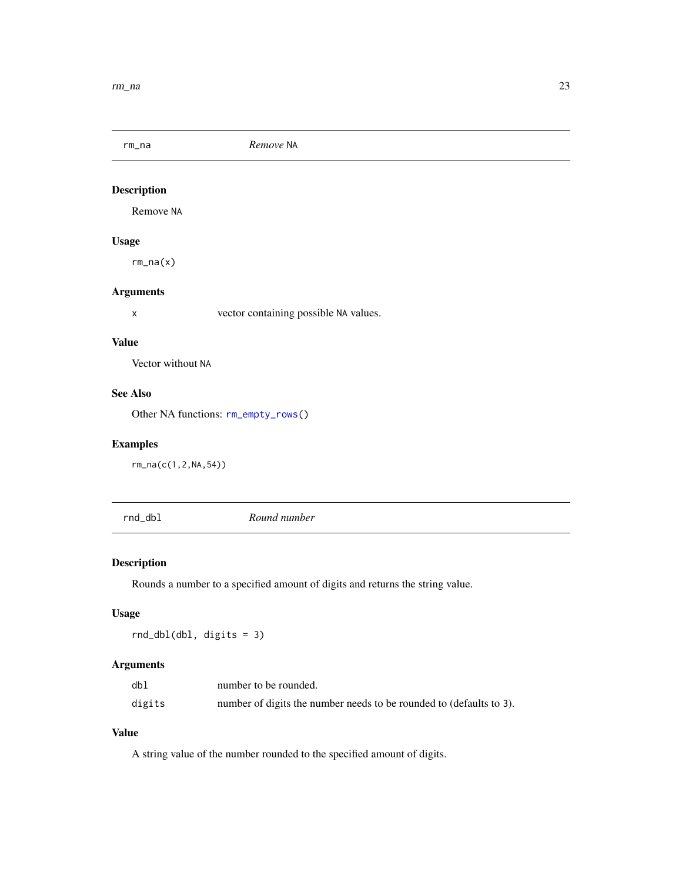## rm_na *Remove* `NA`

### Description

Remove `NA`

### Usage

```
rm_na(x)
```

### Arguments

| | |
|---|---|
| `x` | vector containing possible `NA` values. |

### Value

Vector without `NA`

### See Also

Other NA functions: `rm_empty_rows()`

### Examples

```
rm_na(c(1,2,NA,54))
```

## rnd_dbl *Round number*

### Description

Rounds a number to a specified amount of digits and returns the string value.

### Usage

```
rnd_dbl(dbl, digits = 3)
```

### Arguments

| | |
|---|---|
| `dbl` | number to be rounded. |
| `digits` | number of digits the number needs to be rounded to (defaults to `3`). |

### Value

A string value of the number rounded to the specified amount of digits.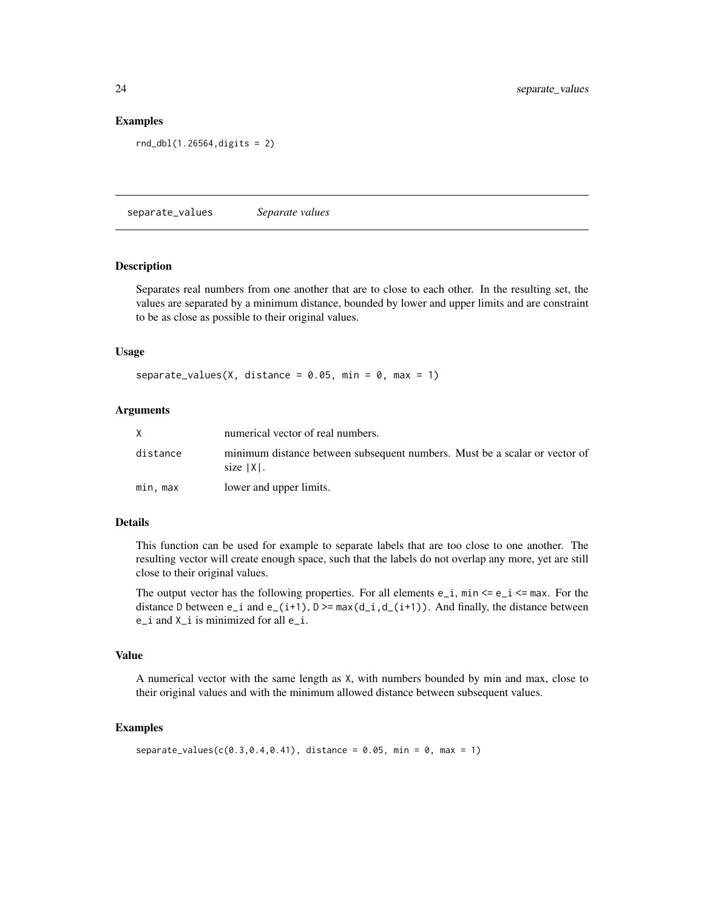### Examples

```
rnd_dbl(1.26564,digits = 2)
```

---

## separate_values *Separate values*

### Description

Separates real numbers from one another that are to close to each other. In the resulting set, the values are separated by a minimum distance, bounded by lower and upper limits and are constraint to be as close as possible to their original values.

### Usage

```
separate_values(X, distance = 0.05, min = 0, max = 1)
```

### Arguments

| | |
|---|---|
| `X` | numerical vector of real numbers. |
| `distance` | minimum distance between subsequent numbers. Must be a scalar or vector of size `|X|`. |
| `min, max` | lower and upper limits. |

### Details

This function can be used for example to separate labels that are too close to one another. The resulting vector will create enough space, such that the labels do not overlap any more, yet are still close to their original values.

The output vector has the following properties. For all elements `e_i`, `min <= e_i <= max`. For the distance `D` between `e_i` and `e_(i+1)`, `D >= max(d_i,d_(i+1))`. And finally, the distance between `e_i` and `X_i` is minimized for all `e_i`.

### Value

A numerical vector with the same length as `X`, with numbers bounded by min and max, close to their original values and with the minimum allowed distance between subsequent values.

### Examples

```
separate_values(c(0.3,0.4,0.41), distance = 0.05, min = 0, max = 1)
```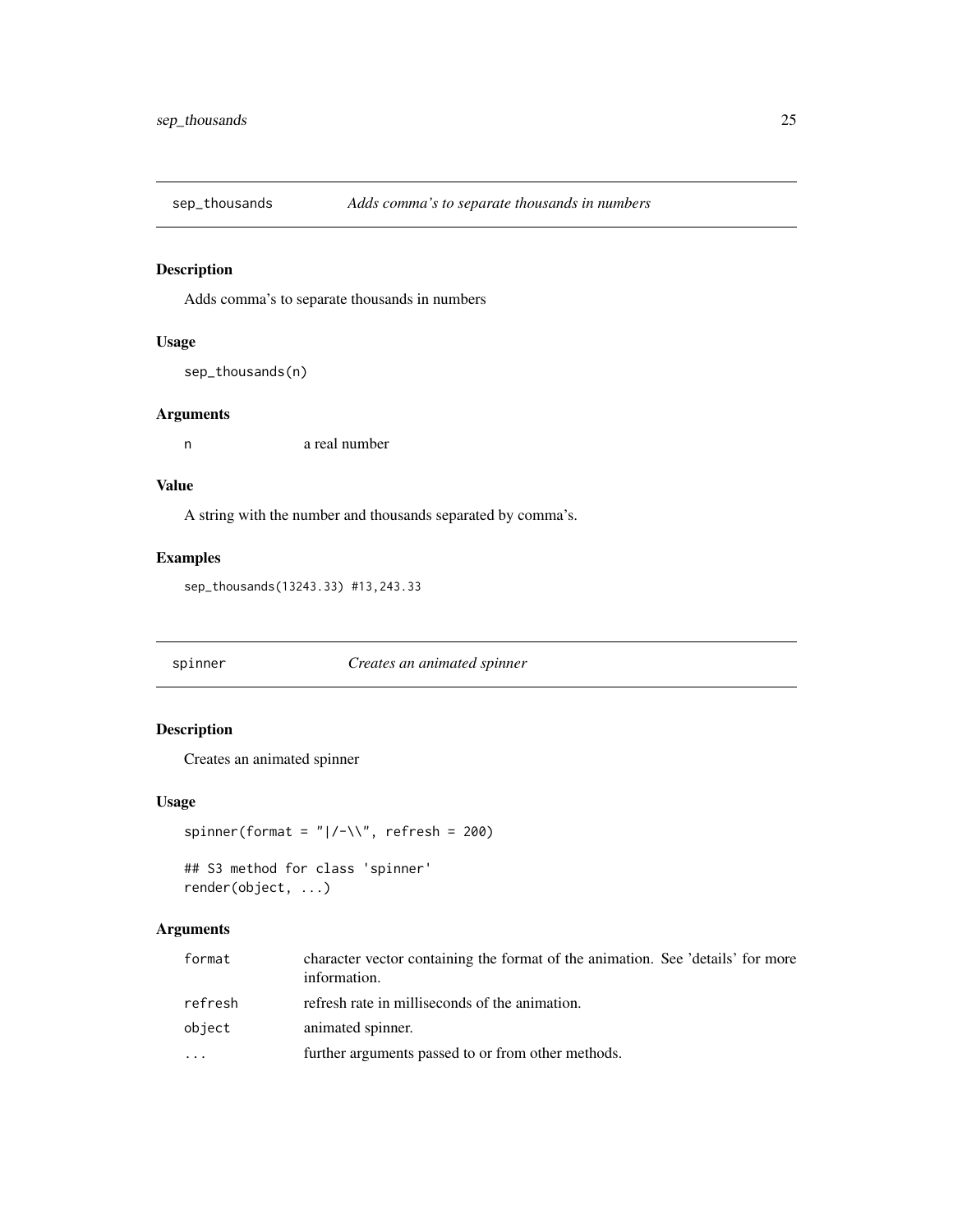## sep_thousands *Adds comma's to separate thousands in numbers*

### Description

Adds comma's to separate thousands in numbers

### Usage

```
sep_thousands(n)
```

### Arguments

| | |
|---|---|
| `n` | a real number |

### Value

A string with the number and thousands separated by comma's.

### Examples

```
sep_thousands(13243.33) #13,243.33
```

## spinner *Creates an animated spinner*

### Description

Creates an animated spinner

### Usage

```
spinner(format = "|/-\\", refresh = 200)

## S3 method for class 'spinner'
render(object, ...)
```

### Arguments

| | |
|---|---|
| `format` | character vector containing the format of the animation. See 'details' for more information. |
| `refresh` | refresh rate in milliseconds of the animation. |
| `object` | animated spinner. |
| `...` | further arguments passed to or from other methods. |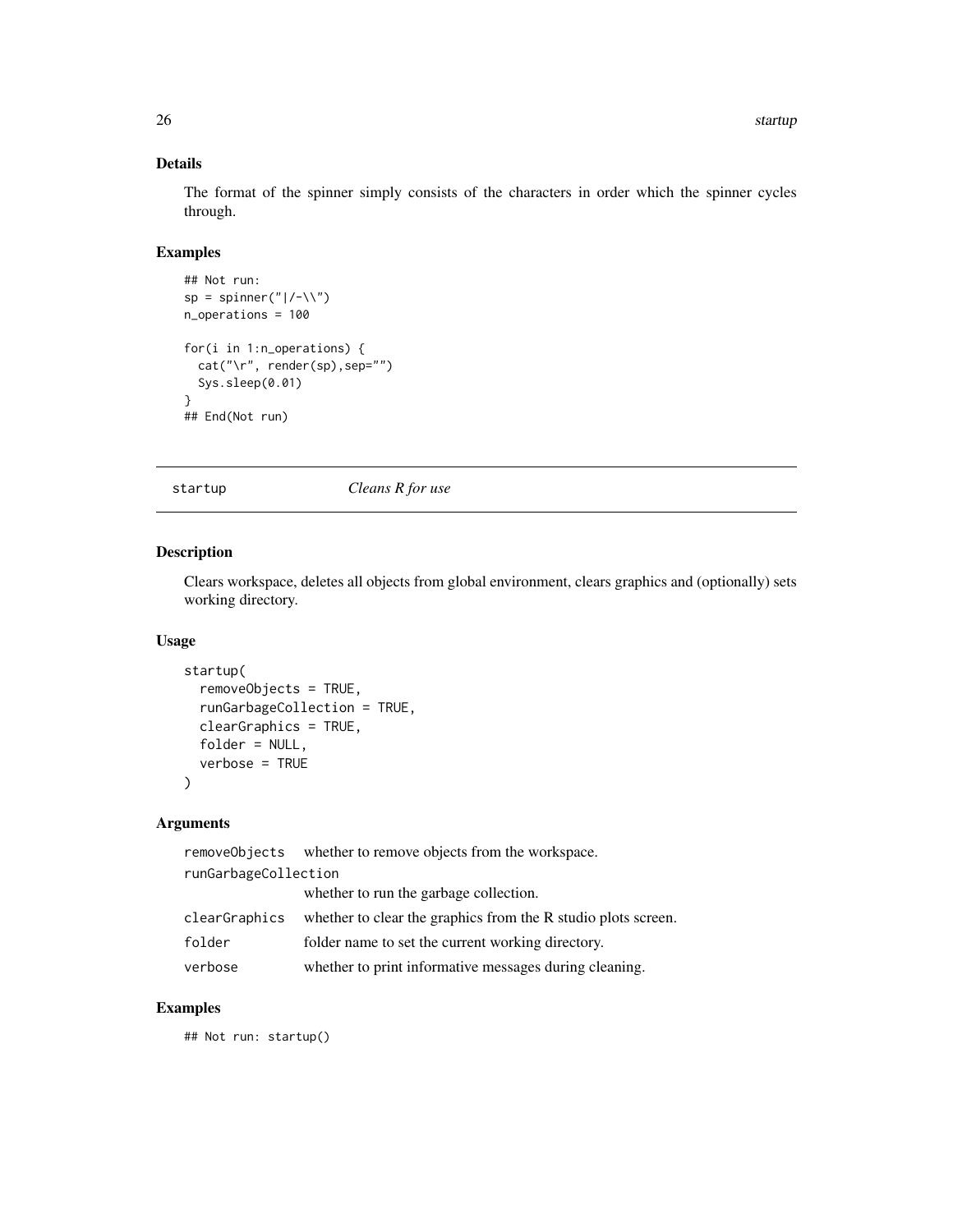### Details

The format of the spinner simply consists of the characters in order which the spinner cycles through.

### Examples

```
## Not run:
sp = spinner("|/-\\")
n_operations = 100

for(i in 1:n_operations) {
  cat("\r", render(sp),sep="")
  Sys.sleep(0.01)
}
## End(Not run)
```

---

## startup *Cleans R for use*

---

### Description

Clears workspace, deletes all objects from global environment, clears graphics and (optionally) sets working directory.

### Usage

```
startup(
  removeObjects = TRUE,
  runGarbageCollection = TRUE,
  clearGraphics = TRUE,
  folder = NULL,
  verbose = TRUE
)
```

### Arguments

| | |
|---|---|
| removeObjects | whether to remove objects from the workspace. |
| runGarbageCollection | whether to run the garbage collection. |
| clearGraphics | whether to clear the graphics from the R studio plots screen. |
| folder | folder name to set the current working directory. |
| verbose | whether to print informative messages during cleaning. |

### Examples

```
## Not run: startup()
```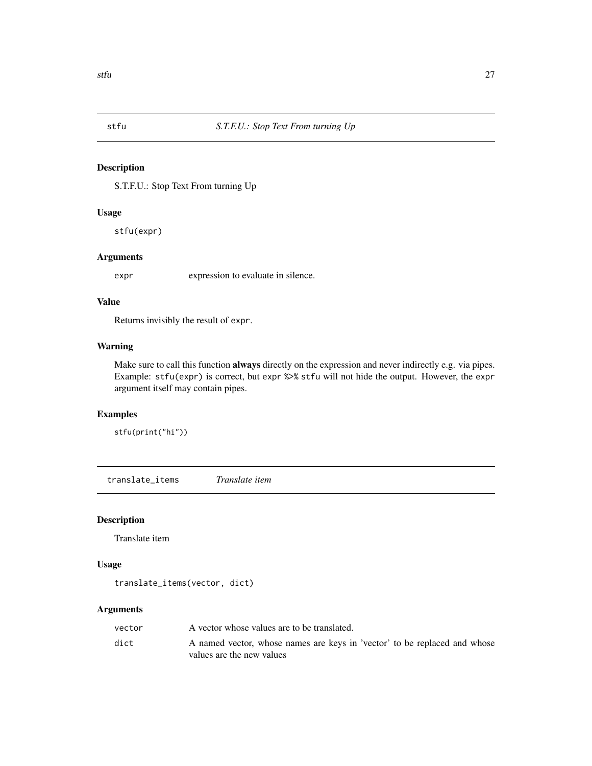## stfu — *S.T.F.U.: Stop Text From turning Up*

### Description

S.T.F.U.: Stop Text From turning Up

### Usage

```
stfu(expr)
```

### Arguments

| | |
|---|---|
| `expr` | expression to evaluate in silence. |

### Value

Returns invisibly the result of `expr`.

### Warning

Make sure to call this function **always** directly on the expression and never indirectly e.g. via pipes. Example: `stfu(expr)` is correct, but `expr %>% stfu` will not hide the output. However, the `expr` argument itself may contain pipes.

### Examples

```
stfu(print("hi"))
```

## translate_items — *Translate item*

### Description

Translate item

### Usage

```
translate_items(vector, dict)
```

### Arguments

| | |
|---|---|
| `vector` | A vector whose values are to be translated. |
| `dict` | A named vector, whose names are keys in 'vector' to be replaced and whose values are the new values |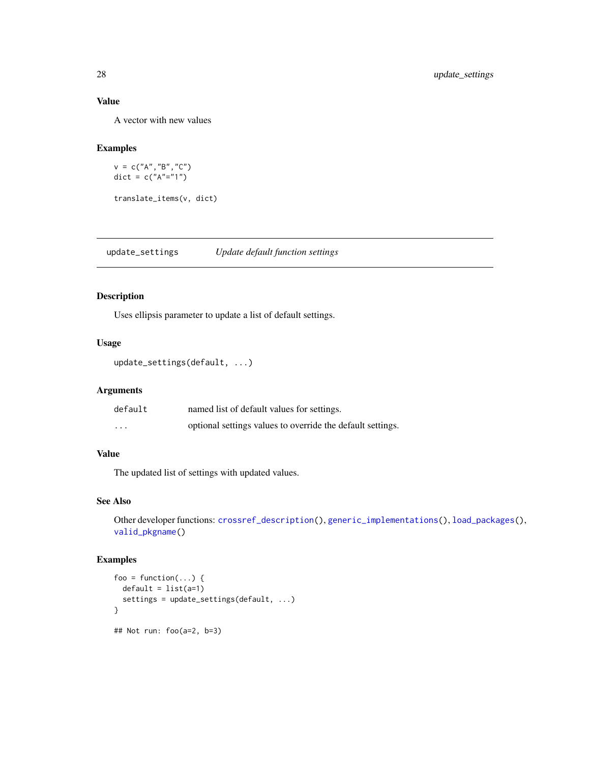## Value

A vector with new values

## Examples

```
v = c("A","B","C")
dict = c("A"="1")

translate_items(v, dict)
```

---

# update_settings — *Update default function settings*

## Description

Uses ellipsis parameter to update a list of default settings.

## Usage

```
update_settings(default, ...)
```

## Arguments

| | |
|---|---|
| `default` | named list of default values for settings. |
| `...` | optional settings values to override the default settings. |

## Value

The updated list of settings with updated values.

## See Also

Other developer functions: `crossref_description()`, `generic_implementations()`, `load_packages()`, `valid_pkgname()`

## Examples

```
foo = function(...) {
  default = list(a=1)
  settings = update_settings(default, ...)
}

## Not run: foo(a=2, b=3)
```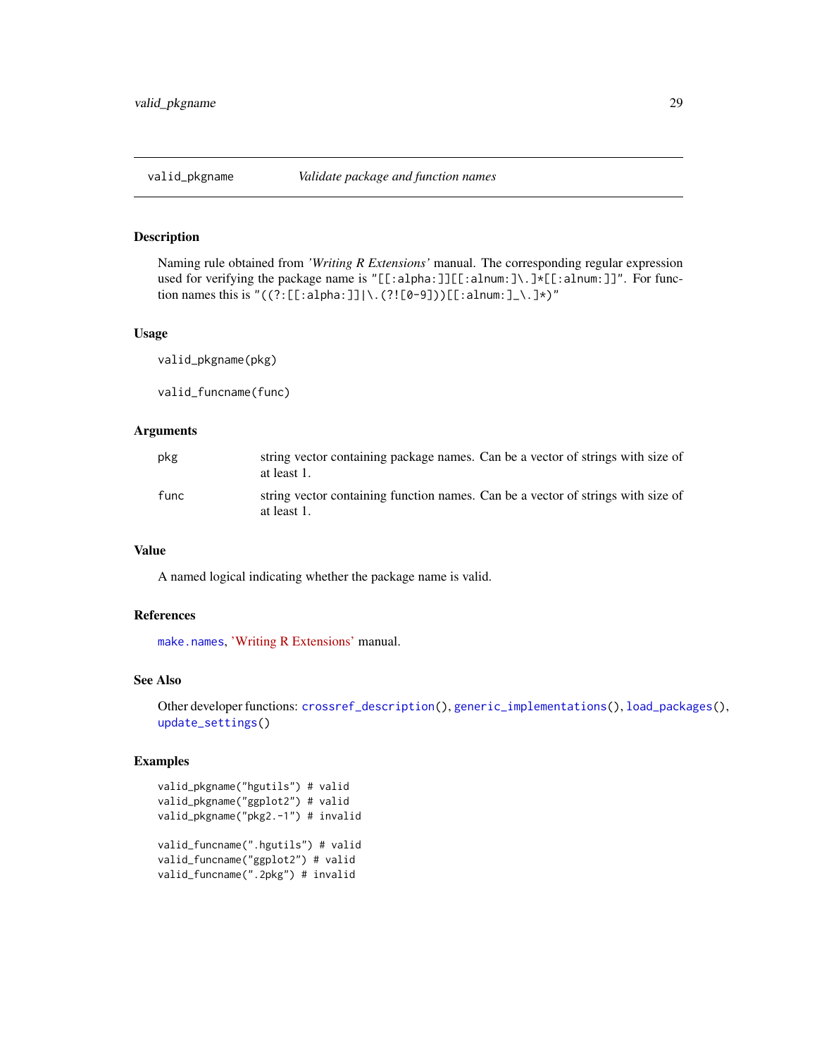## valid_pkgname — *Validate package and function names*

### Description

Naming rule obtained from *'Writing R Extensions'* manual. The corresponding regular expression used for verifying the package name is `"[[:alpha:]][[:alnum:]\.]*[[:alnum:]]"`. For function names this is `"((?:[[:alpha:]]|\.(?![0-9]))[[:alnum:]_\.]*)"`

### Usage

```
valid_pkgname(pkg)

valid_funcname(func)
```

### Arguments

| | |
|---|---|
| pkg | string vector containing package names. Can be a vector of strings with size of at least 1. |
| func | string vector containing function names. Can be a vector of strings with size of at least 1. |

### Value

A named logical indicating whether the package name is valid.

### References

make.names, 'Writing R Extensions' manual.

### See Also

Other developer functions: crossref_description(), generic_implementations(), load_packages(), update_settings()

### Examples

```
valid_pkgname("hgutils") # valid
valid_pkgname("ggplot2") # valid
valid_pkgname("pkg2.-1") # invalid

valid_funcname(".hgutils") # valid
valid_funcname("ggplot2") # valid
valid_funcname(".2pkg") # invalid
```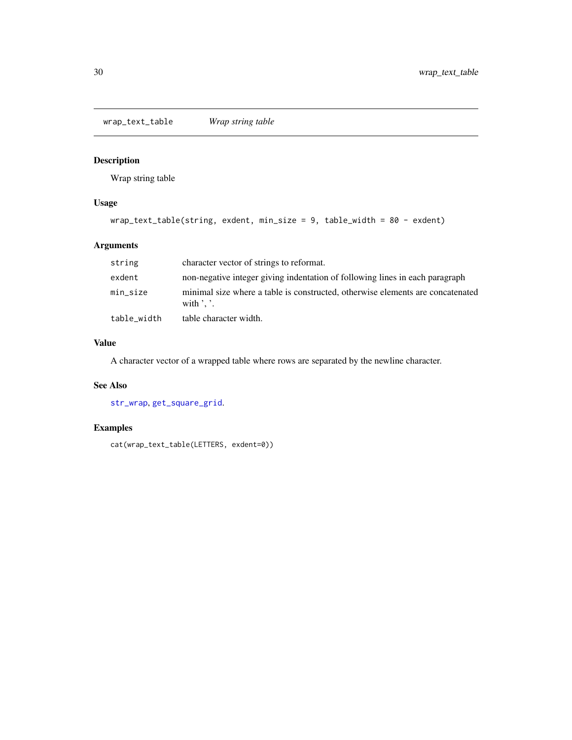## wrap_text_table *Wrap string table*

### Description

Wrap string table

### Usage

```
wrap_text_table(string, exdent, min_size = 9, table_width = 80 - exdent)
```

### Arguments

| | |
|---|---|
| string | character vector of strings to reformat. |
| exdent | non-negative integer giving indentation of following lines in each paragraph |
| min_size | minimal size where a table is constructed, otherwise elements are concatenated with ', '. |
| table_width | table character width. |

### Value

A character vector of a wrapped table where rows are separated by the newline character.

### See Also

str_wrap, get_square_grid.

### Examples

```
cat(wrap_text_table(LETTERS, exdent=0))
```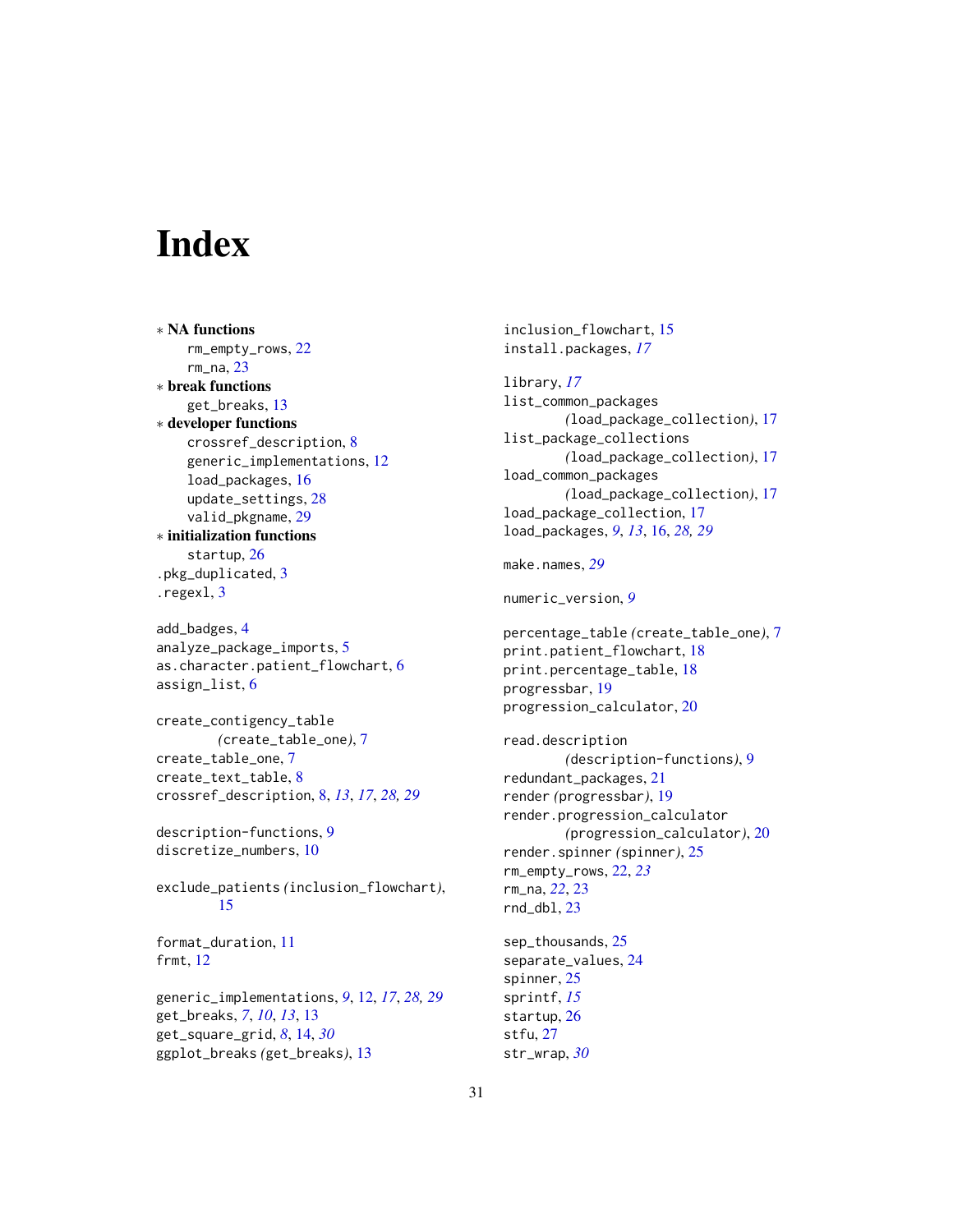# Index

* **NA functions**
    - rm_empty_rows, 22
    - rm_na, 23
* **break functions**
    - get_breaks, 13
* **developer functions**
    - crossref_description, 8
    - generic_implementations, 12
    - load_packages, 16
    - update_settings, 28
    - valid_pkgname, 29
* **initialization functions**
    - startup, 26

.pkg_duplicated, 3
.regexl, 3

add_badges, 4
analyze_package_imports, 5
as.character.patient_flowchart, 6
assign_list, 6

create_contigency_table (create_table_one), 7
create_table_one, 7
create_text_table, 8
crossref_description, 8, *13*, *17*, *28*, *29*

description-functions, 9
discretize_numbers, 10

exclude_patients (inclusion_flowchart), 15

format_duration, 11
frmt, 12

generic_implementations, *9*, 12, *17*, *28*, *29*
get_breaks, *7*, *10*, *13*, 13
get_square_grid, *8*, 14, *30*
ggplot_breaks (get_breaks), 13

inclusion_flowchart, 15
install.packages, *17*

library, *17*
list_common_packages (load_package_collection), 17
list_package_collections (load_package_collection), 17
load_common_packages (load_package_collection), 17
load_package_collection, 17
load_packages, *9*, *13*, 16, *28*, *29*

make.names, *29*

numeric_version, *9*

percentage_table (create_table_one), 7
print.patient_flowchart, 18
print.percentage_table, 18
progressbar, 19
progression_calculator, 20

read.description (description-functions), 9
redundant_packages, 21
render (progressbar), 19
render.progression_calculator (progression_calculator), 20
render.spinner (spinner), 25
rm_empty_rows, 22, *23*
rm_na, *22*, 23
rnd_dbl, 23

sep_thousands, 25
separate_values, 24
spinner, 25
sprintf, *15*
startup, 26
stfu, 27
str_wrap, *30*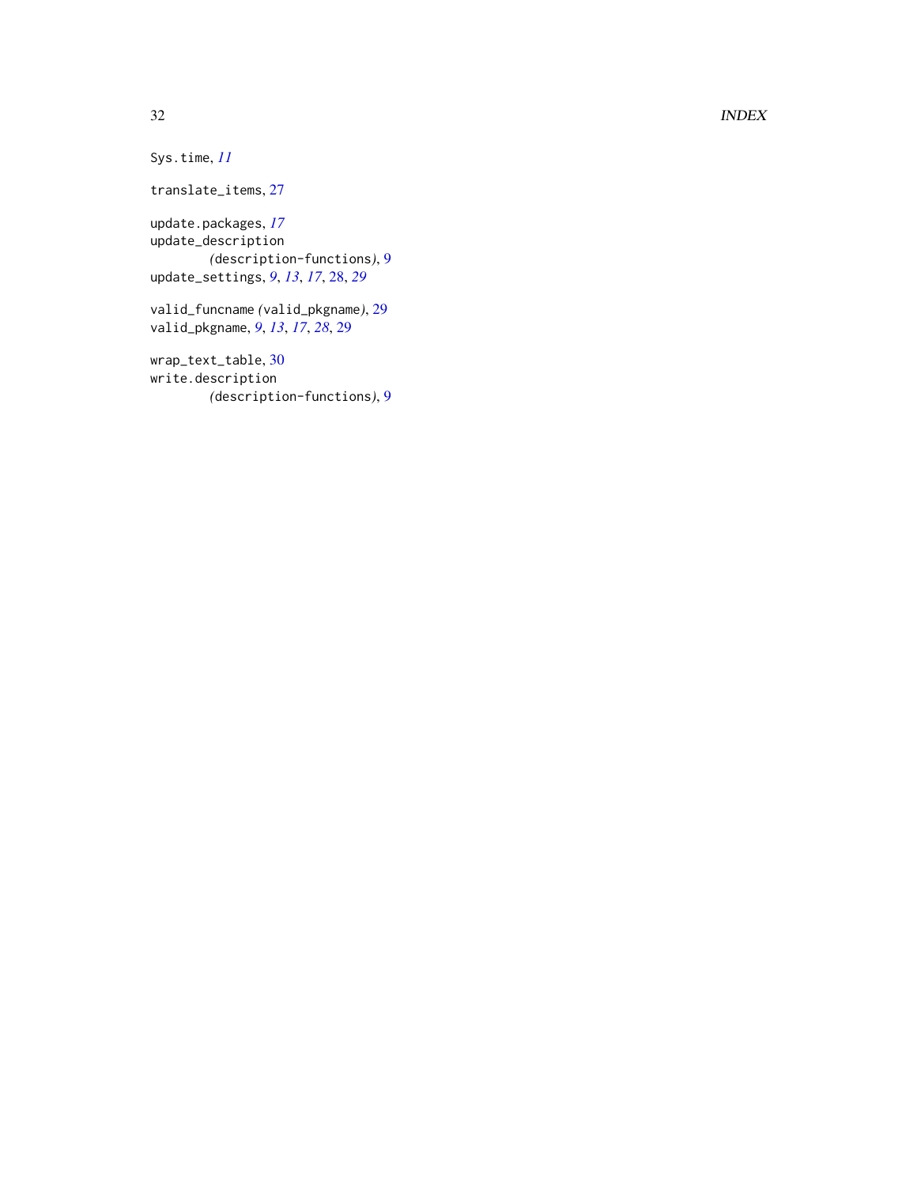Sys.time, *11*

translate_items, 27

update.packages, *17*
update_description
        (description-functions), 9
update_settings, *9*, *13*, *17*, 28, *29*

valid_funcname (valid_pkgname), 29
valid_pkgname, *9*, *13*, *17*, *28*, 29

wrap_text_table, 30
write.description
        (description-functions), 9